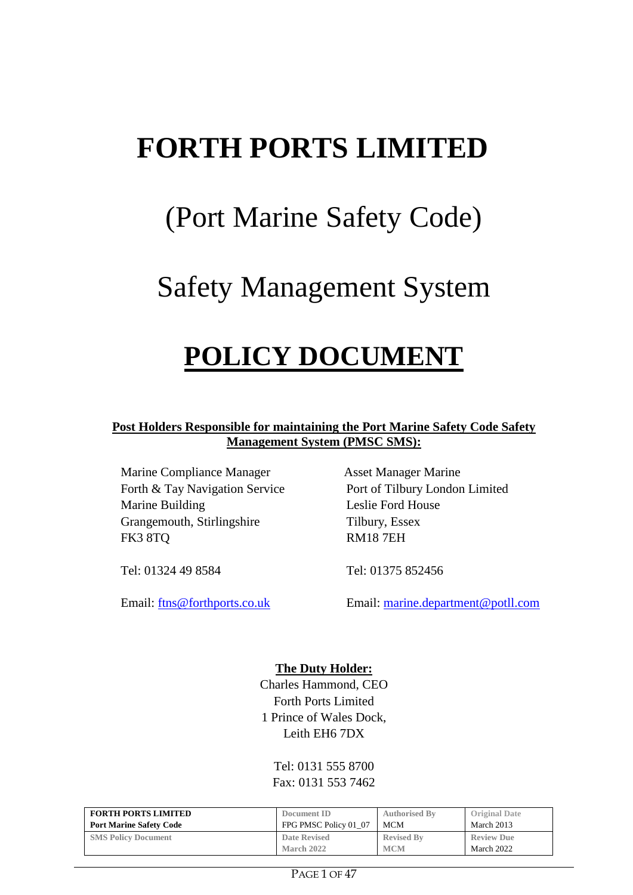# FORTH PORTS LIMITED

# (Port Marine Safety Code)

# Safety Management System

# POLICY DOCUMENT

**Post Holders Responsible for maintaining the Port Marine Safety Code Safety Management System (PMSC SMS):**

Marine Compliance Manager
Forth & Tay Navigation Service
Marine Building
Grangemouth, Stirlingshire
FK3 8TQ

Tel: 01324 49 8584

Email: ftns@forthports.co.uk

Asset Manager Marine
Port of Tilbury London Limited
Leslie Ford House
Tilbury, Essex
RM18 7EH

Tel: 01375 852456

Email: marine.department@potll.com

**The Duty Holder:**

Charles Hammond, CEO
Forth Ports Limited
1 Prince of Wales Dock,
Leith EH6 7DX

Tel: 0131 555 8700
Fax: 0131 553 7462

| **FORTH PORTS LIMITED** **Port Marine Safety Code** | Document ID FPG PMSC Policy 01_07 | Authorised By MCM | Original Date March 2013 |
|---|---|---|---|
| SMS Policy Document | Date Revised March 2022 | Revised By MCM | Review Due March 2022 |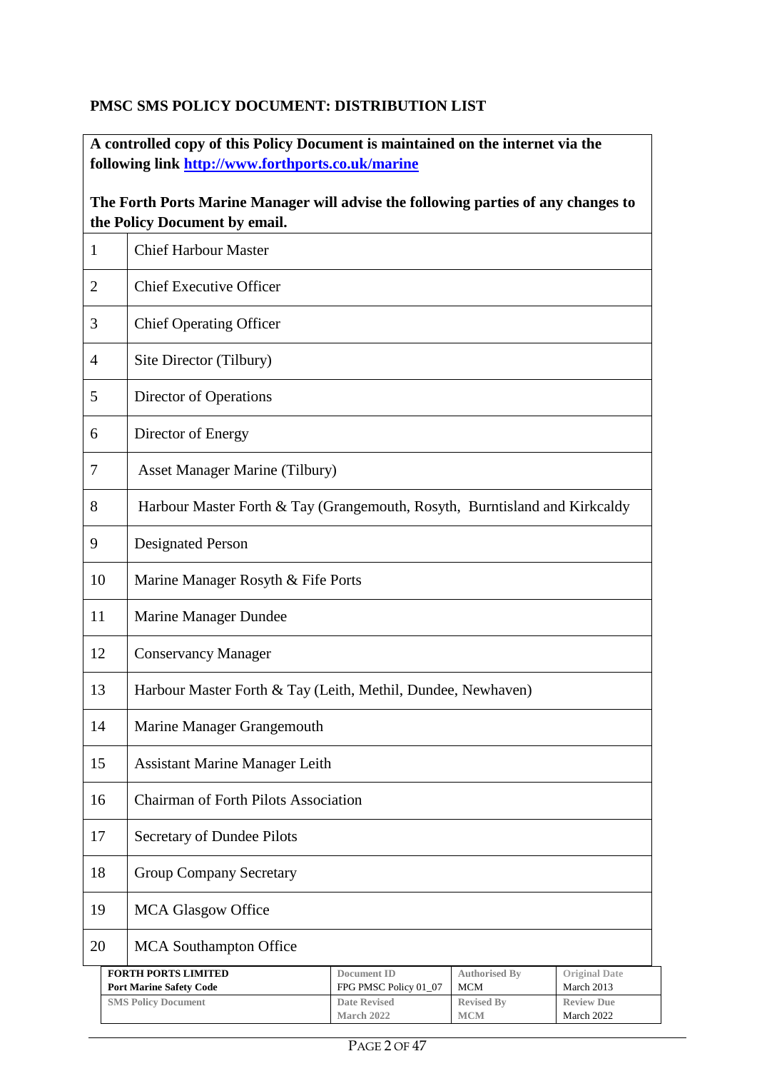**PMSC SMS POLICY DOCUMENT: DISTRIBUTION LIST**

**A controlled copy of this Policy Document is maintained on the internet via the following link http://www.forthports.co.uk/marine**

**The Forth Ports Marine Manager will advise the following parties of any changes to the Policy Document by email.**

| | |
|---|---|
| 1 | Chief Harbour Master |
| 2 | Chief Executive Officer |
| 3 | Chief Operating Officer |
| 4 | Site Director (Tilbury) |
| 5 | Director of Operations |
| 6 | Director of Energy |
| 7 | Asset Manager Marine (Tilbury) |
| 8 | Harbour Master Forth & Tay (Grangemouth, Rosyth, Burntisland and Kirkcaldy |
| 9 | Designated Person |
| 10 | Marine Manager Rosyth & Fife Ports |
| 11 | Marine Manager Dundee |
| 12 | Conservancy Manager |
| 13 | Harbour Master Forth & Tay (Leith, Methil, Dundee, Newhaven) |
| 14 | Marine Manager Grangemouth |
| 15 | Assistant Marine Manager Leith |
| 16 | Chairman of Forth Pilots Association |
| 17 | Secretary of Dundee Pilots |
| 18 | Group Company Secretary |
| 19 | MCA Glasgow Office |
| 20 | MCA Southampton Office |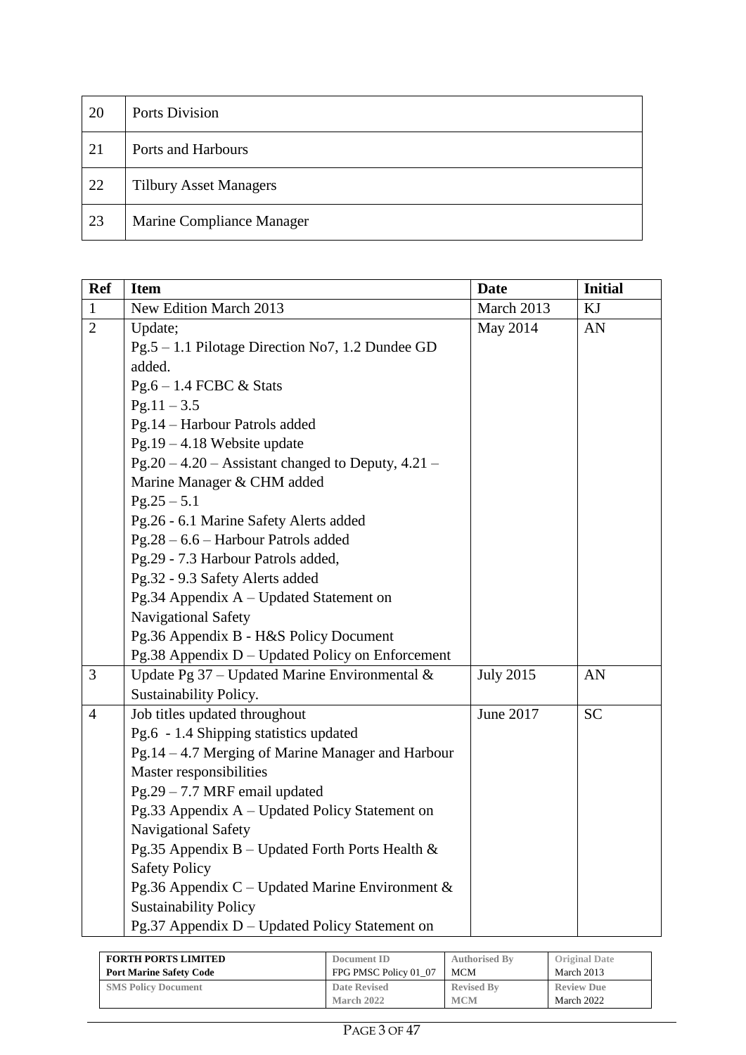| 20 | Ports Division |
|---|---|
| 21 | Ports and Harbours |
| 22 | Tilbury Asset Managers |
| 23 | Marine Compliance Manager |

| Ref | Item | Date | Initial |
|---|---|---|---|
| 1 | New Edition March 2013 | March 2013 | KJ |
| 2 | Update;<br>Pg.5 – 1.1 Pilotage Direction No7, 1.2 Dundee GD added.<br>Pg.6 – 1.4 FCBC & Stats<br>Pg.11 – 3.5<br>Pg.14 – Harbour Patrols added<br>Pg.19 – 4.18 Website update<br>Pg.20 – 4.20 – Assistant changed to Deputy, 4.21 – Marine Manager & CHM added<br>Pg.25 – 5.1<br>Pg.26 - 6.1 Marine Safety Alerts added<br>Pg.28 – 6.6 – Harbour Patrols added<br>Pg.29 - 7.3 Harbour Patrols added,<br>Pg.32 - 9.3 Safety Alerts added<br>Pg.34 Appendix A – Updated Statement on Navigational Safety<br>Pg.36 Appendix B - H&S Policy Document<br>Pg.38 Appendix D – Updated Policy on Enforcement | May 2014 | AN |
| 3 | Update Pg 37 – Updated Marine Environmental & Sustainability Policy. | July 2015 | AN |
| 4 | Job titles updated throughout<br>Pg.6 - 1.4 Shipping statistics updated<br>Pg.14 – 4.7 Merging of Marine Manager and Harbour Master responsibilities<br>Pg.29 – 7.7 MRF email updated<br>Pg.33 Appendix A – Updated Policy Statement on Navigational Safety<br>Pg.35 Appendix B – Updated Forth Ports Health & Safety Policy<br>Pg.36 Appendix C – Updated Marine Environment & Sustainability Policy<br>Pg.37 Appendix D – Updated Policy Statement on | June 2017 | SC |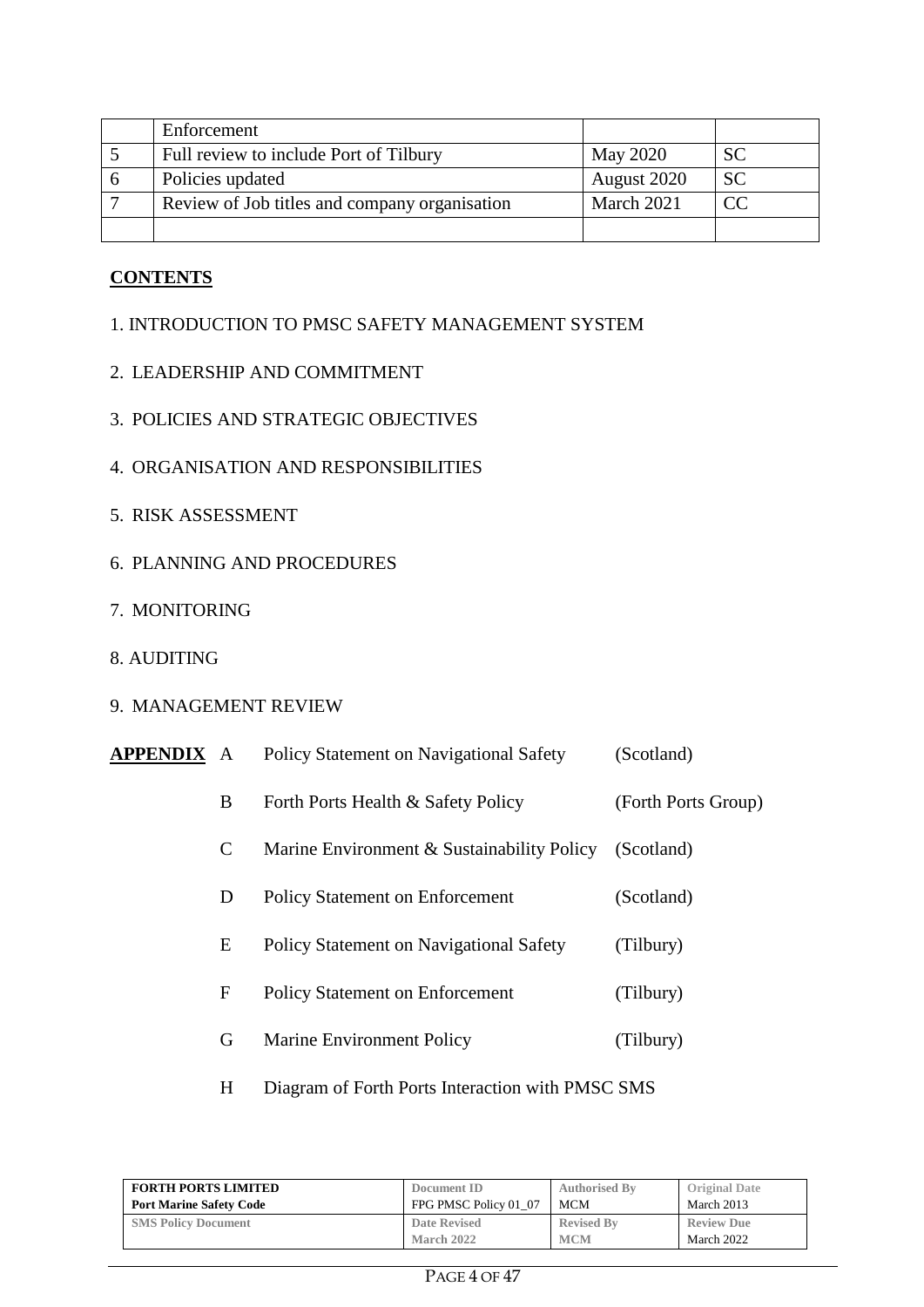|   | Enforcement |   |   |
|---|---|---|---|
| 5 | Full review to include Port of Tilbury | May 2020 | SC |
| 6 | Policies updated | August 2020 | SC |
| 7 | Review of Job titles and company organisation | March 2021 | CC |
|   |   |   |   |

**CONTENTS**

1. INTRODUCTION TO PMSC SAFETY MANAGEMENT SYSTEM

2. LEADERSHIP AND COMMITMENT

3. POLICIES AND STRATEGIC OBJECTIVES

4. ORGANISATION AND RESPONSIBILITIES

5. RISK ASSESSMENT

6. PLANNING AND PROCEDURES

7. MONITORING

8. AUDITING

9. MANAGEMENT REVIEW

| **APPENDIX** |   |   |   |
|---|---|---|---|
|   | A | Policy Statement on Navigational Safety | (Scotland) |
|   | B | Forth Ports Health & Safety Policy | (Forth Ports Group) |
|   | C | Marine Environment & Sustainability Policy | (Scotland) |
|   | D | Policy Statement on Enforcement | (Scotland) |
|   | E | Policy Statement on Navigational Safety | (Tilbury) |
|   | F | Policy Statement on Enforcement | (Tilbury) |
|   | G | Marine Environment Policy | (Tilbury) |
|   | H | Diagram of Forth Ports Interaction with PMSC SMS |   |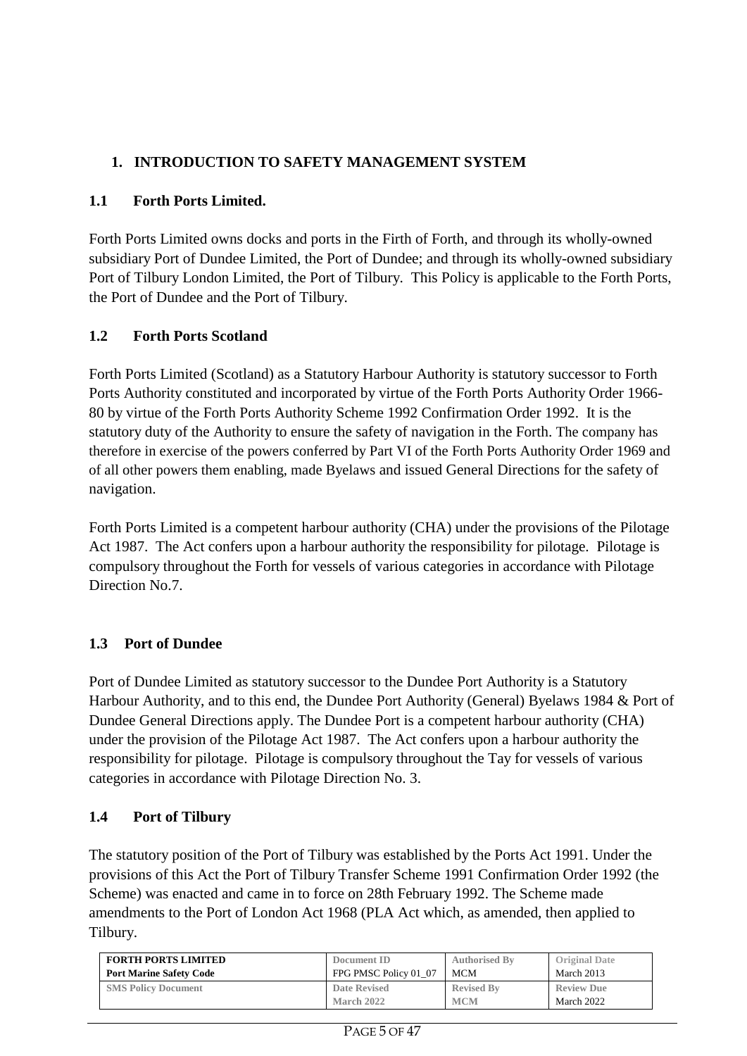## 1. INTRODUCTION TO SAFETY MANAGEMENT SYSTEM

### 1.1 Forth Ports Limited.

Forth Ports Limited owns docks and ports in the Firth of Forth, and through its wholly-owned subsidiary Port of Dundee Limited, the Port of Dundee; and through its wholly-owned subsidiary Port of Tilbury London Limited, the Port of Tilbury. This Policy is applicable to the Forth Ports, the Port of Dundee and the Port of Tilbury.

### 1.2 Forth Ports Scotland

Forth Ports Limited (Scotland) as a Statutory Harbour Authority is statutory successor to Forth Ports Authority constituted and incorporated by virtue of the Forth Ports Authority Order 1966-80 by virtue of the Forth Ports Authority Scheme 1992 Confirmation Order 1992. It is the statutory duty of the Authority to ensure the safety of navigation in the Forth. The company has therefore in exercise of the powers conferred by Part VI of the Forth Ports Authority Order 1969 and of all other powers them enabling, made Byelaws and issued General Directions for the safety of navigation.

Forth Ports Limited is a competent harbour authority (CHA) under the provisions of the Pilotage Act 1987. The Act confers upon a harbour authority the responsibility for pilotage. Pilotage is compulsory throughout the Forth for vessels of various categories in accordance with Pilotage Direction No.7.

### 1.3 Port of Dundee

Port of Dundee Limited as statutory successor to the Dundee Port Authority is a Statutory Harbour Authority, and to this end, the Dundee Port Authority (General) Byelaws 1984 & Port of Dundee General Directions apply. The Dundee Port is a competent harbour authority (CHA) under the provision of the Pilotage Act 1987. The Act confers upon a harbour authority the responsibility for pilotage. Pilotage is compulsory throughout the Tay for vessels of various categories in accordance with Pilotage Direction No. 3.

### 1.4 Port of Tilbury

The statutory position of the Port of Tilbury was established by the Ports Act 1991. Under the provisions of this Act the Port of Tilbury Transfer Scheme 1991 Confirmation Order 1992 (the Scheme) was enacted and came in to force on 28th February 1992. The Scheme made amendments to the Port of London Act 1968 (PLA Act which, as amended, then applied to Tilbury.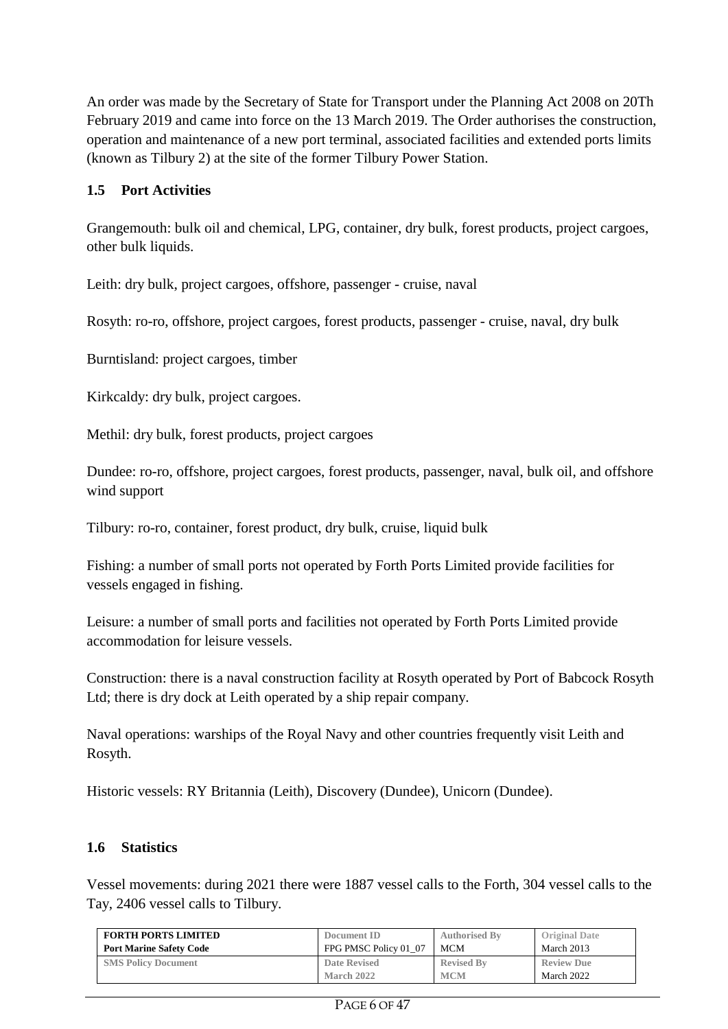An order was made by the Secretary of State for Transport under the Planning Act 2008 on 20Th February 2019 and came into force on the 13 March 2019. The Order authorises the construction, operation and maintenance of a new port terminal, associated facilities and extended ports limits (known as Tilbury 2) at the site of the former Tilbury Power Station.

## 1.5 Port Activities

Grangemouth: bulk oil and chemical, LPG, container, dry bulk, forest products, project cargoes, other bulk liquids.

Leith: dry bulk, project cargoes, offshore, passenger - cruise, naval

Rosyth: ro-ro, offshore, project cargoes, forest products, passenger - cruise, naval, dry bulk

Burntisland: project cargoes, timber

Kirkcaldy: dry bulk, project cargoes.

Methil: dry bulk, forest products, project cargoes

Dundee: ro-ro, offshore, project cargoes, forest products, passenger, naval, bulk oil, and offshore wind support

Tilbury: ro-ro, container, forest product, dry bulk, cruise, liquid bulk

Fishing: a number of small ports not operated by Forth Ports Limited provide facilities for vessels engaged in fishing.

Leisure: a number of small ports and facilities not operated by Forth Ports Limited provide accommodation for leisure vessels.

Construction: there is a naval construction facility at Rosyth operated by Port of Babcock Rosyth Ltd; there is dry dock at Leith operated by a ship repair company.

Naval operations: warships of the Royal Navy and other countries frequently visit Leith and Rosyth.

Historic vessels: RY Britannia (Leith), Discovery (Dundee), Unicorn (Dundee).

## 1.6 Statistics

Vessel movements: during 2021 there were 1887 vessel calls to the Forth, 304 vessel calls to the Tay, 2406 vessel calls to Tilbury.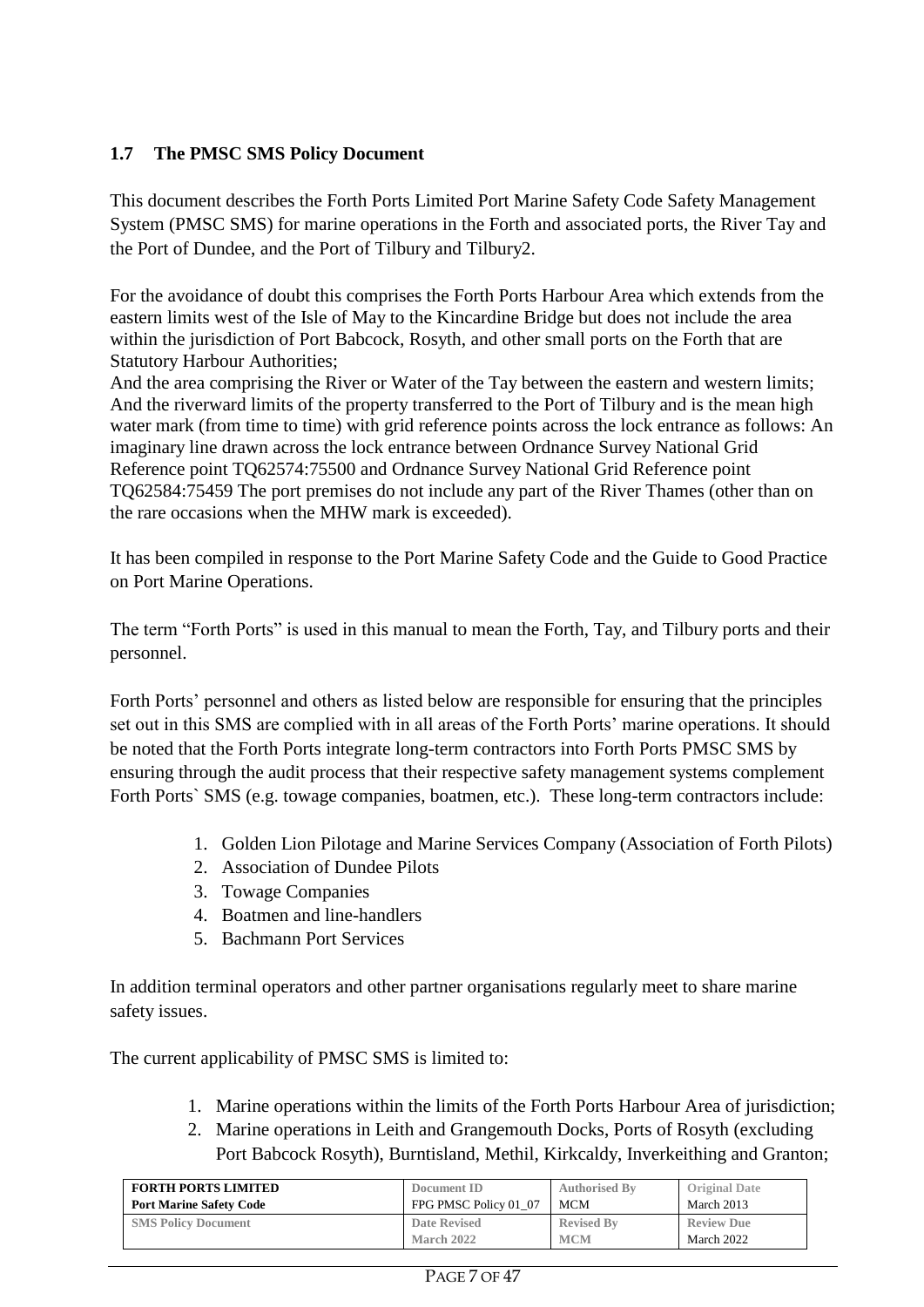### 1.7 The PMSC SMS Policy Document

This document describes the Forth Ports Limited Port Marine Safety Code Safety Management System (PMSC SMS) for marine operations in the Forth and associated ports, the River Tay and the Port of Dundee, and the Port of Tilbury and Tilbury2.

For the avoidance of doubt this comprises the Forth Ports Harbour Area which extends from the eastern limits west of the Isle of May to the Kincardine Bridge but does not include the area within the jurisdiction of Port Babcock, Rosyth, and other small ports on the Forth that are Statutory Harbour Authorities;
And the area comprising the River or Water of the Tay between the eastern and western limits;
And the riverward limits of the property transferred to the Port of Tilbury and is the mean high water mark (from time to time) with grid reference points across the lock entrance as follows: An imaginary line drawn across the lock entrance between Ordnance Survey National Grid Reference point TQ62574:75500 and Ordnance Survey National Grid Reference point TQ62584:75459 The port premises do not include any part of the River Thames (other than on the rare occasions when the MHW mark is exceeded).

It has been compiled in response to the Port Marine Safety Code and the Guide to Good Practice on Port Marine Operations.

The term "Forth Ports" is used in this manual to mean the Forth, Tay, and Tilbury ports and their personnel.

Forth Ports' personnel and others as listed below are responsible for ensuring that the principles set out in this SMS are complied with in all areas of the Forth Ports' marine operations. It should be noted that the Forth Ports integrate long-term contractors into Forth Ports PMSC SMS by ensuring through the audit process that their respective safety management systems complement Forth Ports` SMS (e.g. towage companies, boatmen, etc.). These long-term contractors include:

1. Golden Lion Pilotage and Marine Services Company (Association of Forth Pilots)
2. Association of Dundee Pilots
3. Towage Companies
4. Boatmen and line-handlers
5. Bachmann Port Services

In addition terminal operators and other partner organisations regularly meet to share marine safety issues.

The current applicability of PMSC SMS is limited to:

1. Marine operations within the limits of the Forth Ports Harbour Area of jurisdiction;
2. Marine operations in Leith and Grangemouth Docks, Ports of Rosyth (excluding Port Babcock Rosyth), Burntisland, Methil, Kirkcaldy, Inverkeithing and Granton;

| FORTH PORTS LIMITED Port Marine Safety Code | Document ID FPG PMSC Policy 01_07 | Authorised By MCM | Original Date March 2013 |
|---|---|---|---|
| SMS Policy Document | Date Revised March 2022 | Revised By MCM | Review Due March 2022 |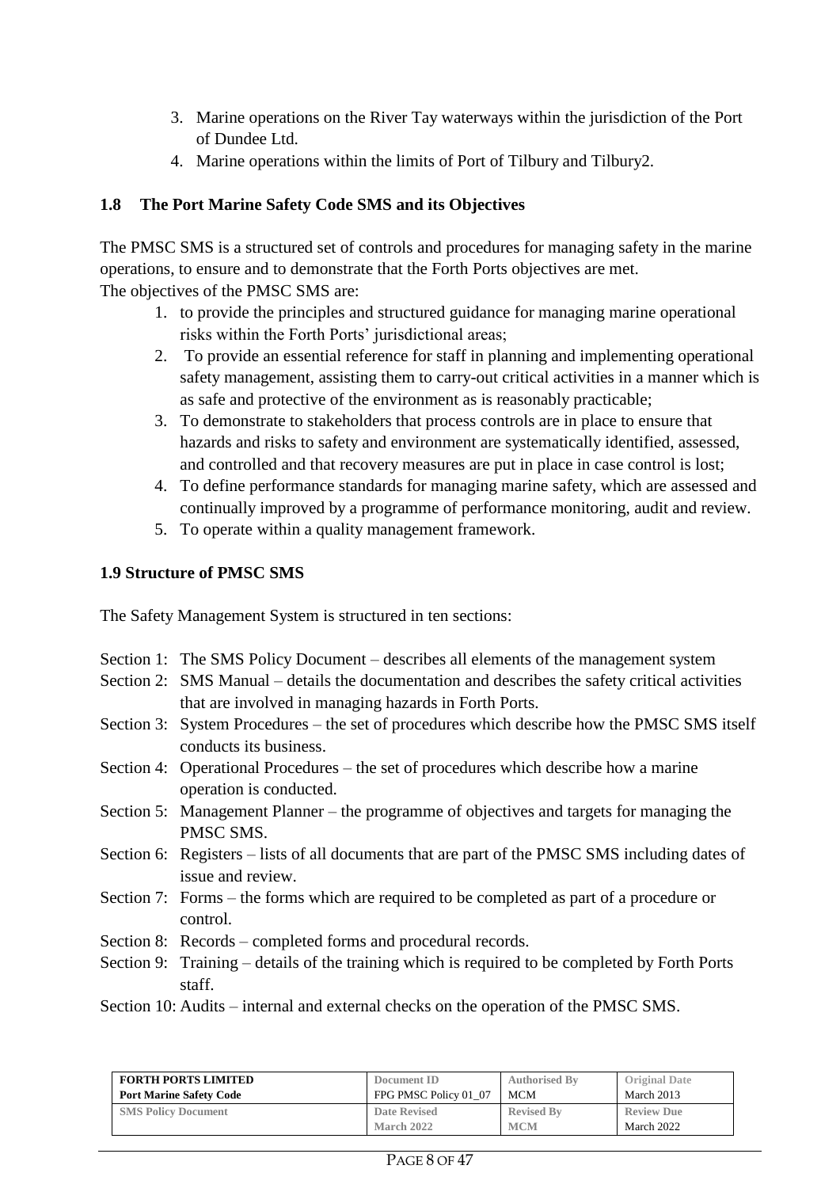3. Marine operations on the River Tay waterways within the jurisdiction of the Port of Dundee Ltd.
4. Marine operations within the limits of Port of Tilbury and Tilbury2.

### 1.8 The Port Marine Safety Code SMS and its Objectives

The PMSC SMS is a structured set of controls and procedures for managing safety in the marine operations, to ensure and to demonstrate that the Forth Ports objectives are met.
The objectives of the PMSC SMS are:

1. to provide the principles and structured guidance for managing marine operational risks within the Forth Ports' jurisdictional areas;
2. To provide an essential reference for staff in planning and implementing operational safety management, assisting them to carry-out critical activities in a manner which is as safe and protective of the environment as is reasonably practicable;
3. To demonstrate to stakeholders that process controls are in place to ensure that hazards and risks to safety and environment are systematically identified, assessed, and controlled and that recovery measures are put in place in case control is lost;
4. To define performance standards for managing marine safety, which are assessed and continually improved by a programme of performance monitoring, audit and review.
5. To operate within a quality management framework.

### 1.9 Structure of PMSC SMS

The Safety Management System is structured in ten sections:

Section 1: The SMS Policy Document – describes all elements of the management system
Section 2: SMS Manual – details the documentation and describes the safety critical activities that are involved in managing hazards in Forth Ports.
Section 3: System Procedures – the set of procedures which describe how the PMSC SMS itself conducts its business.
Section 4: Operational Procedures – the set of procedures which describe how a marine operation is conducted.
Section 5: Management Planner – the programme of objectives and targets for managing the PMSC SMS.
Section 6: Registers – lists of all documents that are part of the PMSC SMS including dates of issue and review.
Section 7: Forms – the forms which are required to be completed as part of a procedure or control.
Section 8: Records – completed forms and procedural records.
Section 9: Training – details of the training which is required to be completed by Forth Ports staff.
Section 10: Audits – internal and external checks on the operation of the PMSC SMS.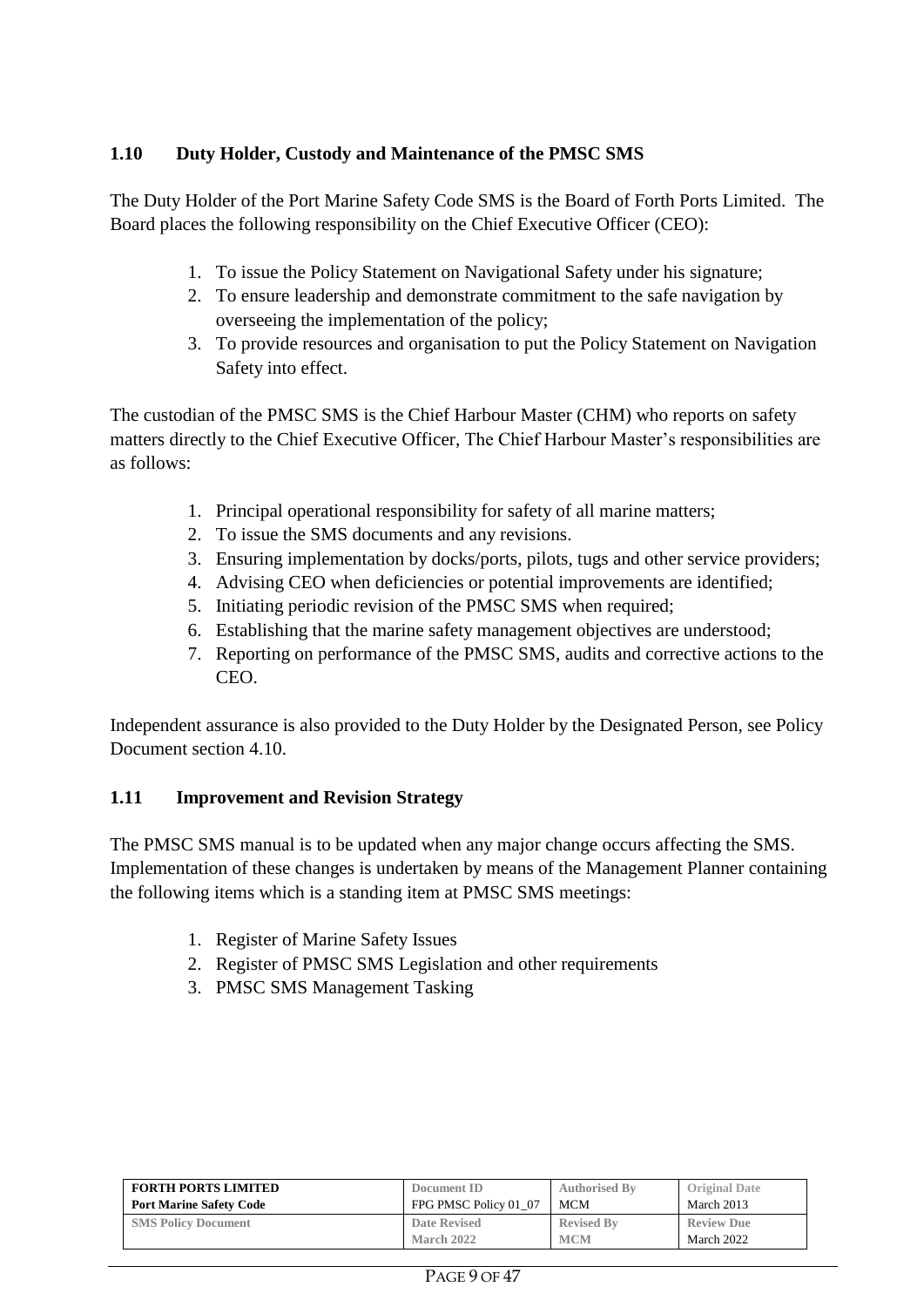### 1.10 Duty Holder, Custody and Maintenance of the PMSC SMS

The Duty Holder of the Port Marine Safety Code SMS is the Board of Forth Ports Limited. The Board places the following responsibility on the Chief Executive Officer (CEO):

1. To issue the Policy Statement on Navigational Safety under his signature;
2. To ensure leadership and demonstrate commitment to the safe navigation by overseeing the implementation of the policy;
3. To provide resources and organisation to put the Policy Statement on Navigation Safety into effect.

The custodian of the PMSC SMS is the Chief Harbour Master (CHM) who reports on safety matters directly to the Chief Executive Officer, The Chief Harbour Master's responsibilities are as follows:

1. Principal operational responsibility for safety of all marine matters;
2. To issue the SMS documents and any revisions.
3. Ensuring implementation by docks/ports, pilots, tugs and other service providers;
4. Advising CEO when deficiencies or potential improvements are identified;
5. Initiating periodic revision of the PMSC SMS when required;
6. Establishing that the marine safety management objectives are understood;
7. Reporting on performance of the PMSC SMS, audits and corrective actions to the CEO.

Independent assurance is also provided to the Duty Holder by the Designated Person, see Policy Document section 4.10.

### 1.11 Improvement and Revision Strategy

The PMSC SMS manual is to be updated when any major change occurs affecting the SMS. Implementation of these changes is undertaken by means of the Management Planner containing the following items which is a standing item at PMSC SMS meetings:

1. Register of Marine Safety Issues
2. Register of PMSC SMS Legislation and other requirements
3. PMSC SMS Management Tasking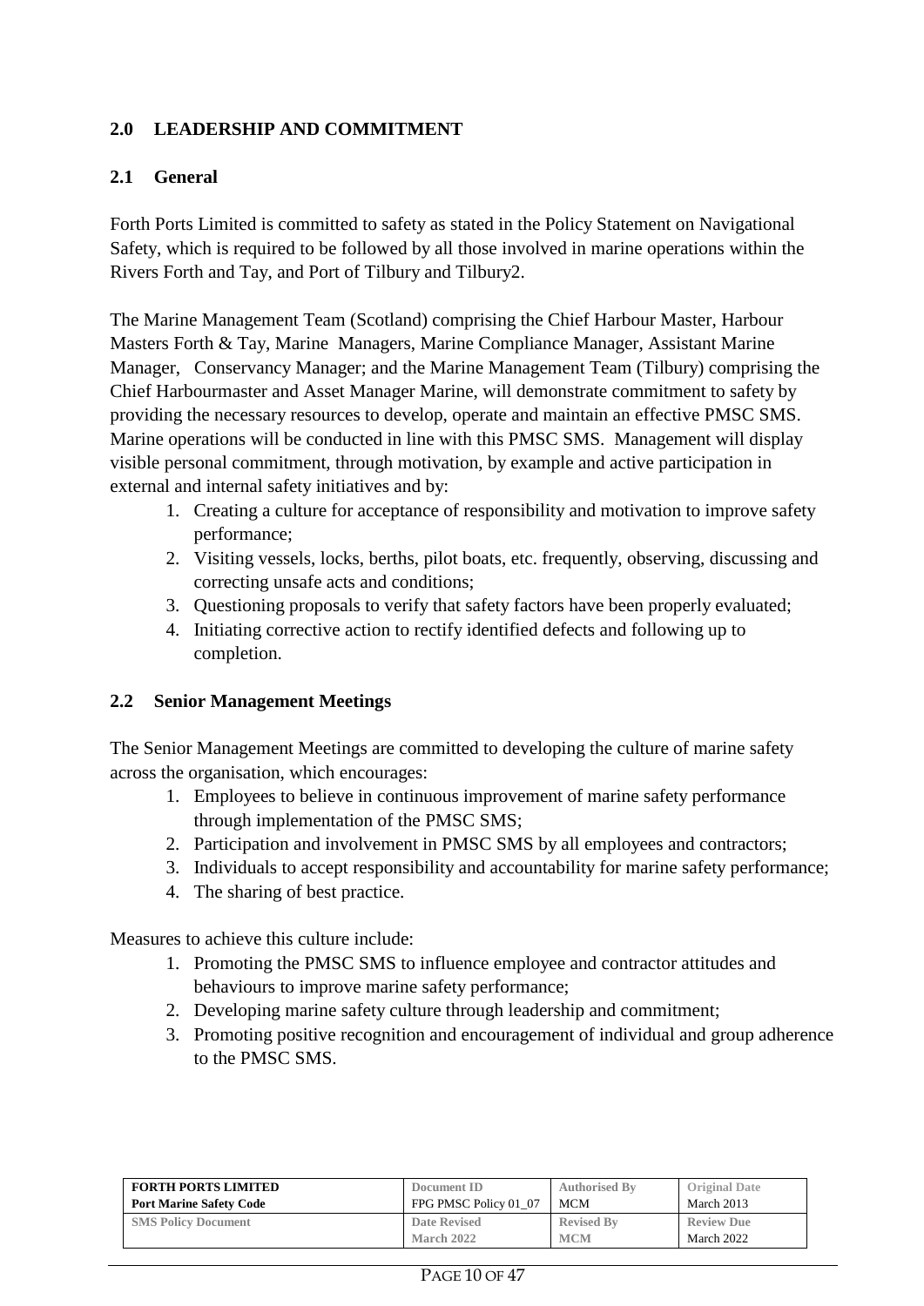## 2.0 LEADERSHIP AND COMMITMENT

### 2.1 General

Forth Ports Limited is committed to safety as stated in the Policy Statement on Navigational Safety, which is required to be followed by all those involved in marine operations within the Rivers Forth and Tay, and Port of Tilbury and Tilbury2.

The Marine Management Team (Scotland) comprising the Chief Harbour Master, Harbour Masters Forth & Tay, Marine Managers, Marine Compliance Manager, Assistant Marine Manager, Conservancy Manager; and the Marine Management Team (Tilbury) comprising the Chief Harbourmaster and Asset Manager Marine, will demonstrate commitment to safety by providing the necessary resources to develop, operate and maintain an effective PMSC SMS. Marine operations will be conducted in line with this PMSC SMS. Management will display visible personal commitment, through motivation, by example and active participation in external and internal safety initiatives and by:

1. Creating a culture for acceptance of responsibility and motivation to improve safety performance;
2. Visiting vessels, locks, berths, pilot boats, etc. frequently, observing, discussing and correcting unsafe acts and conditions;
3. Questioning proposals to verify that safety factors have been properly evaluated;
4. Initiating corrective action to rectify identified defects and following up to completion.

### 2.2 Senior Management Meetings

The Senior Management Meetings are committed to developing the culture of marine safety across the organisation, which encourages:

1. Employees to believe in continuous improvement of marine safety performance through implementation of the PMSC SMS;
2. Participation and involvement in PMSC SMS by all employees and contractors;
3. Individuals to accept responsibility and accountability for marine safety performance;
4. The sharing of best practice.

Measures to achieve this culture include:

1. Promoting the PMSC SMS to influence employee and contractor attitudes and behaviours to improve marine safety performance;
2. Developing marine safety culture through leadership and commitment;
3. Promoting positive recognition and encouragement of individual and group adherence to the PMSC SMS.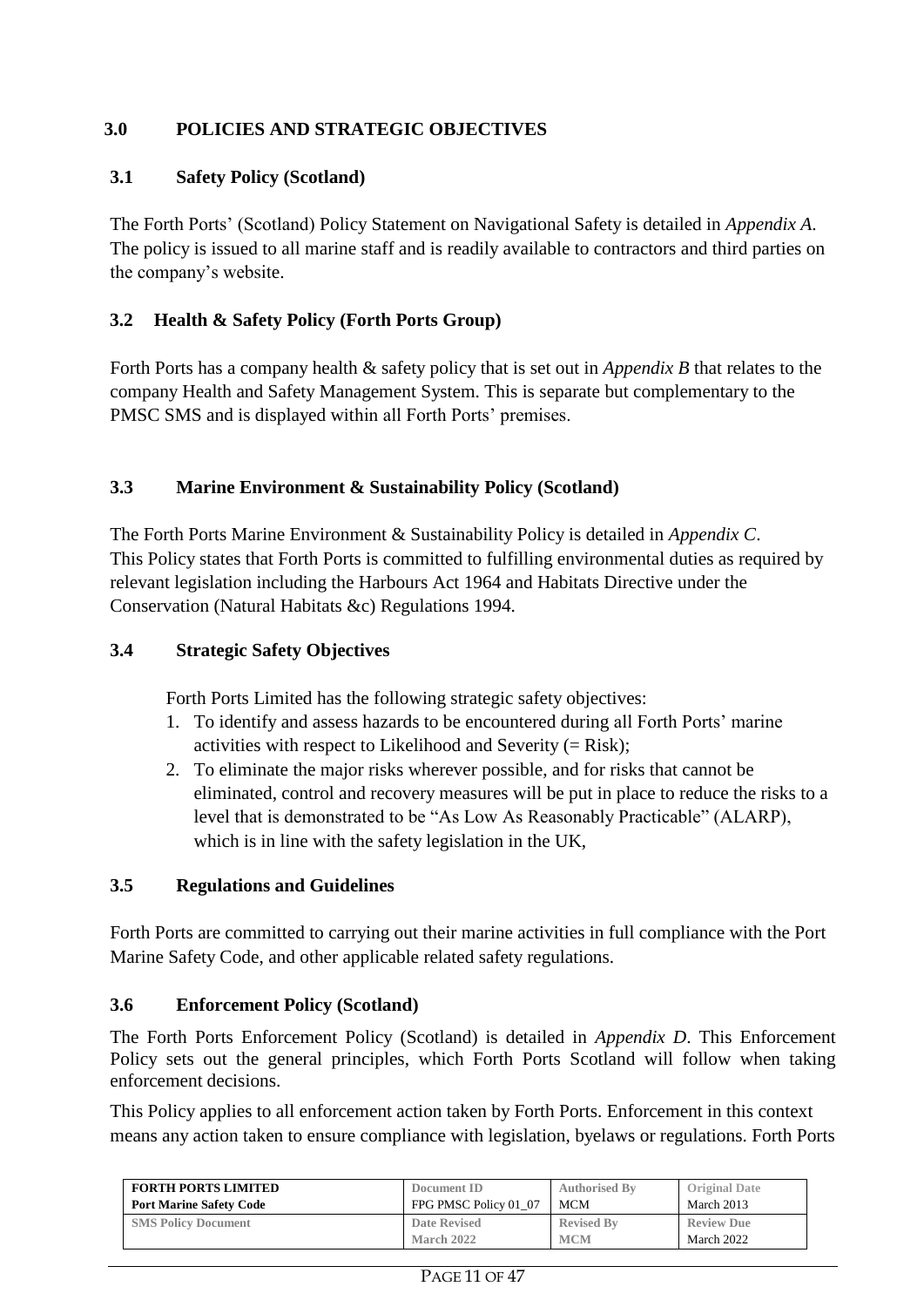## 3.0 POLICIES AND STRATEGIC OBJECTIVES

### 3.1 Safety Policy (Scotland)

The Forth Ports' (Scotland) Policy Statement on Navigational Safety is detailed in *Appendix A*. The policy is issued to all marine staff and is readily available to contractors and third parties on the company's website.

### 3.2 Health & Safety Policy (Forth Ports Group)

Forth Ports has a company health & safety policy that is set out in *Appendix B* that relates to the company Health and Safety Management System. This is separate but complementary to the PMSC SMS and is displayed within all Forth Ports' premises.

### 3.3 Marine Environment & Sustainability Policy (Scotland)

The Forth Ports Marine Environment & Sustainability Policy is detailed in *Appendix C*. This Policy states that Forth Ports is committed to fulfilling environmental duties as required by relevant legislation including the Harbours Act 1964 and Habitats Directive under the Conservation (Natural Habitats &c) Regulations 1994.

### 3.4 Strategic Safety Objectives

Forth Ports Limited has the following strategic safety objectives:

1. To identify and assess hazards to be encountered during all Forth Ports' marine activities with respect to Likelihood and Severity (= Risk);
2. To eliminate the major risks wherever possible, and for risks that cannot be eliminated, control and recovery measures will be put in place to reduce the risks to a level that is demonstrated to be "As Low As Reasonably Practicable" (ALARP), which is in line with the safety legislation in the UK,

### 3.5 Regulations and Guidelines

Forth Ports are committed to carrying out their marine activities in full compliance with the Port Marine Safety Code, and other applicable related safety regulations.

### 3.6 Enforcement Policy (Scotland)

The Forth Ports Enforcement Policy (Scotland) is detailed in *Appendix D*. This Enforcement Policy sets out the general principles, which Forth Ports Scotland will follow when taking enforcement decisions.

This Policy applies to all enforcement action taken by Forth Ports. Enforcement in this context means any action taken to ensure compliance with legislation, byelaws or regulations. Forth Ports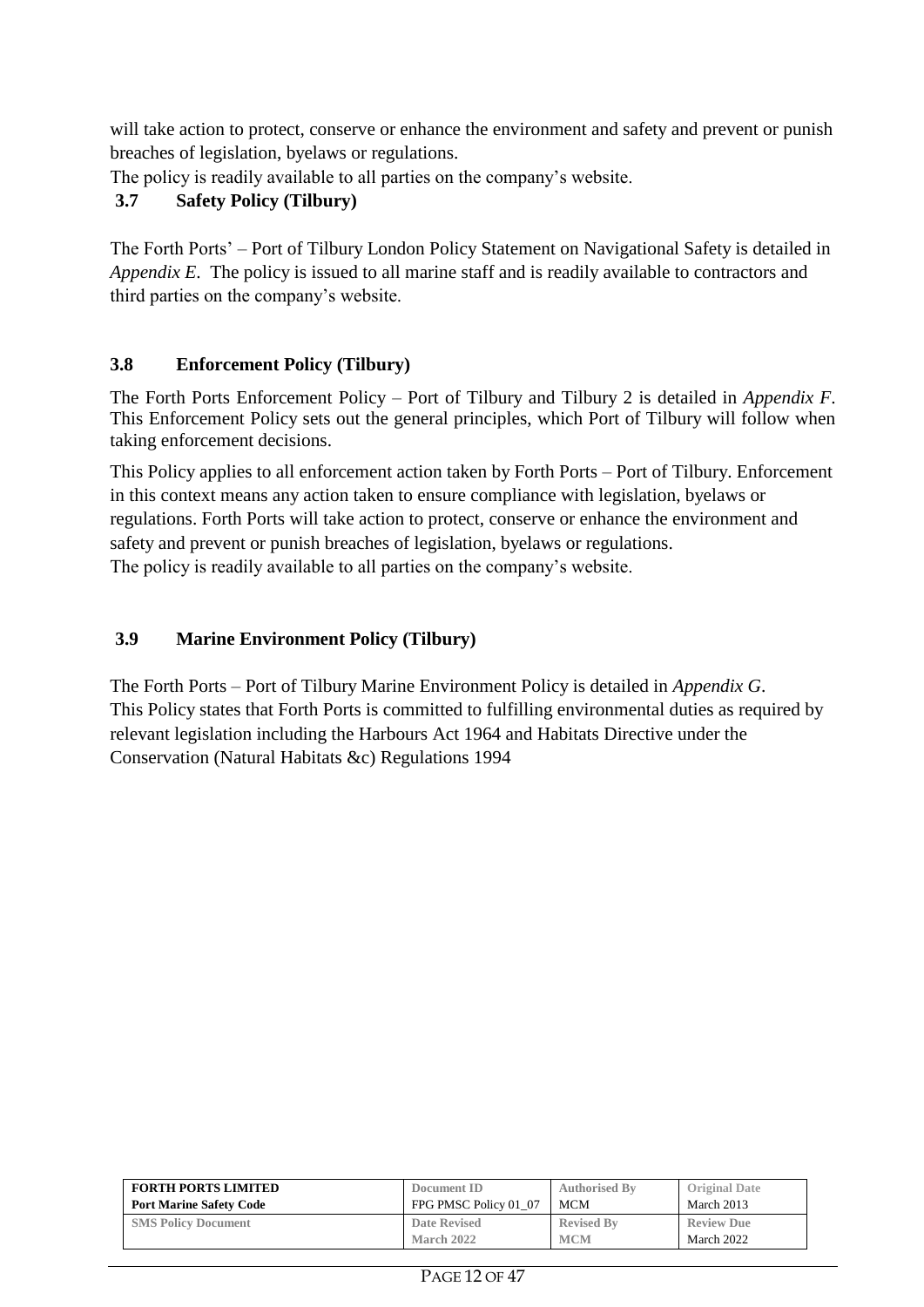will take action to protect, conserve or enhance the environment and safety and prevent or punish breaches of legislation, byelaws or regulations.

The policy is readily available to all parties on the company's website.

### 3.7 Safety Policy (Tilbury)

The Forth Ports' – Port of Tilbury London Policy Statement on Navigational Safety is detailed in *Appendix E*. The policy is issued to all marine staff and is readily available to contractors and third parties on the company's website.

### 3.8 Enforcement Policy (Tilbury)

The Forth Ports Enforcement Policy – Port of Tilbury and Tilbury 2 is detailed in *Appendix F*. This Enforcement Policy sets out the general principles, which Port of Tilbury will follow when taking enforcement decisions.

This Policy applies to all enforcement action taken by Forth Ports – Port of Tilbury. Enforcement in this context means any action taken to ensure compliance with legislation, byelaws or regulations. Forth Ports will take action to protect, conserve or enhance the environment and safety and prevent or punish breaches of legislation, byelaws or regulations.

The policy is readily available to all parties on the company's website.

### 3.9 Marine Environment Policy (Tilbury)

The Forth Ports – Port of Tilbury Marine Environment Policy is detailed in *Appendix G*. This Policy states that Forth Ports is committed to fulfilling environmental duties as required by relevant legislation including the Harbours Act 1964 and Habitats Directive under the Conservation (Natural Habitats &c) Regulations 1994

| FORTH PORTS LIMITED<br>Port Marine Safety Code | Document ID<br>FPG PMSC Policy 01_07 | Authorised By<br>MCM | Original Date<br>March 2013 |
|---|---|---|---|
| SMS Policy Document | Date Revised<br>March 2022 | Revised By<br>MCM | Review Due<br>March 2022 |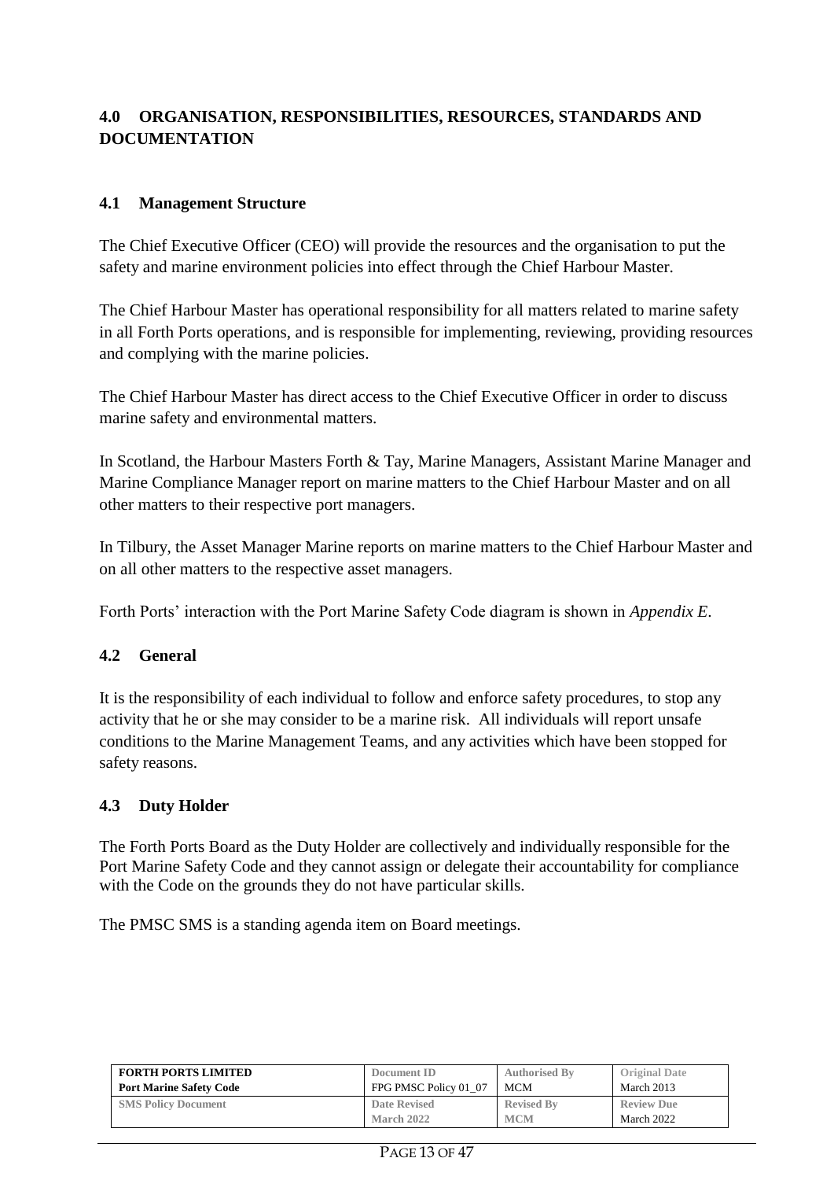## 4.0 ORGANISATION, RESPONSIBILITIES, RESOURCES, STANDARDS AND DOCUMENTATION

### 4.1 Management Structure

The Chief Executive Officer (CEO) will provide the resources and the organisation to put the safety and marine environment policies into effect through the Chief Harbour Master.

The Chief Harbour Master has operational responsibility for all matters related to marine safety in all Forth Ports operations, and is responsible for implementing, reviewing, providing resources and complying with the marine policies.

The Chief Harbour Master has direct access to the Chief Executive Officer in order to discuss marine safety and environmental matters.

In Scotland, the Harbour Masters Forth & Tay, Marine Managers, Assistant Marine Manager and Marine Compliance Manager report on marine matters to the Chief Harbour Master and on all other matters to their respective port managers.

In Tilbury, the Asset Manager Marine reports on marine matters to the Chief Harbour Master and on all other matters to the respective asset managers.

Forth Ports' interaction with the Port Marine Safety Code diagram is shown in *Appendix E*.

### 4.2 General

It is the responsibility of each individual to follow and enforce safety procedures, to stop any activity that he or she may consider to be a marine risk. All individuals will report unsafe conditions to the Marine Management Teams, and any activities which have been stopped for safety reasons.

### 4.3 Duty Holder

The Forth Ports Board as the Duty Holder are collectively and individually responsible for the Port Marine Safety Code and they cannot assign or delegate their accountability for compliance with the Code on the grounds they do not have particular skills.

The PMSC SMS is a standing agenda item on Board meetings.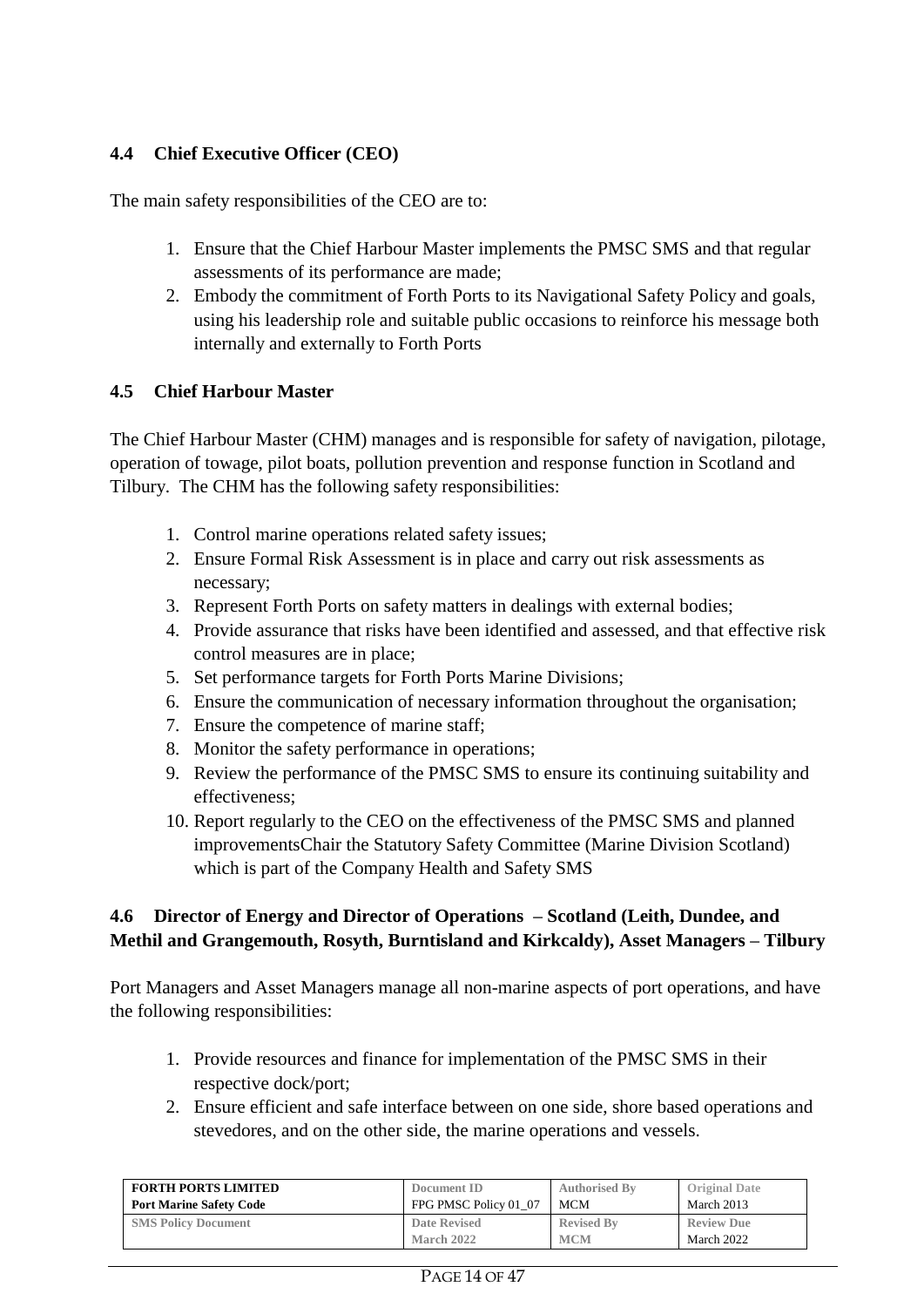### 4.4 Chief Executive Officer (CEO)

The main safety responsibilities of the CEO are to:

1. Ensure that the Chief Harbour Master implements the PMSC SMS and that regular assessments of its performance are made;
2. Embody the commitment of Forth Ports to its Navigational Safety Policy and goals, using his leadership role and suitable public occasions to reinforce his message both internally and externally to Forth Ports

### 4.5 Chief Harbour Master

The Chief Harbour Master (CHM) manages and is responsible for safety of navigation, pilotage, operation of towage, pilot boats, pollution prevention and response function in Scotland and Tilbury. The CHM has the following safety responsibilities:

1. Control marine operations related safety issues;
2. Ensure Formal Risk Assessment is in place and carry out risk assessments as necessary;
3. Represent Forth Ports on safety matters in dealings with external bodies;
4. Provide assurance that risks have been identified and assessed, and that effective risk control measures are in place;
5. Set performance targets for Forth Ports Marine Divisions;
6. Ensure the communication of necessary information throughout the organisation;
7. Ensure the competence of marine staff;
8. Monitor the safety performance in operations;
9. Review the performance of the PMSC SMS to ensure its continuing suitability and effectiveness;
10. Report regularly to the CEO on the effectiveness of the PMSC SMS and planned improvementsChair the Statutory Safety Committee (Marine Division Scotland) which is part of the Company Health and Safety SMS

### 4.6 Director of Energy and Director of Operations – Scotland (Leith, Dundee, and Methil and Grangemouth, Rosyth, Burntisland and Kirkcaldy), Asset Managers – Tilbury

Port Managers and Asset Managers manage all non-marine aspects of port operations, and have the following responsibilities:

1. Provide resources and finance for implementation of the PMSC SMS in their respective dock/port;
2. Ensure efficient and safe interface between on one side, shore based operations and stevedores, and on the other side, the marine operations and vessels.

| FORTH PORTS LIMITED<br>Port Marine Safety Code | Document ID<br>FPG PMSC Policy 01_07 | Authorised By<br>MCM | Original Date<br>March 2013 |
|---|---|---|---|
| SMS Policy Document | Date Revised<br>March 2022 | Revised By<br>MCM | Review Due<br>March 2022 |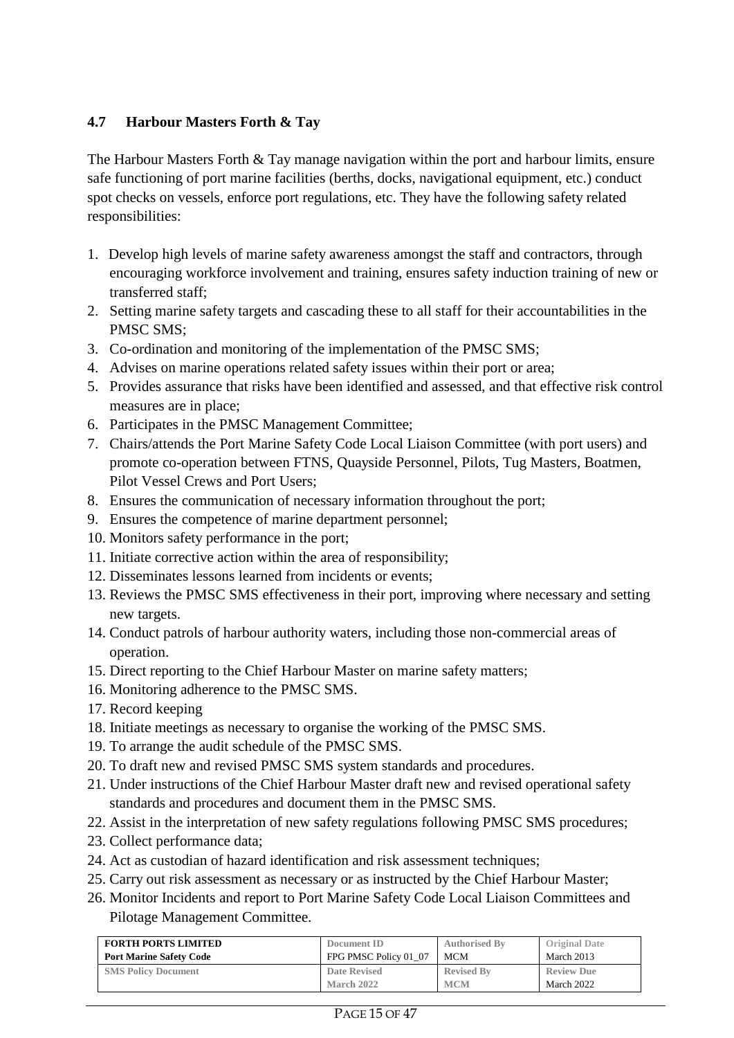### 4.7 Harbour Masters Forth & Tay

The Harbour Masters Forth & Tay manage navigation within the port and harbour limits, ensure safe functioning of port marine facilities (berths, docks, navigational equipment, etc.) conduct spot checks on vessels, enforce port regulations, etc. They have the following safety related responsibilities:

1. Develop high levels of marine safety awareness amongst the staff and contractors, through encouraging workforce involvement and training, ensures safety induction training of new or transferred staff;
2. Setting marine safety targets and cascading these to all staff for their accountabilities in the PMSC SMS;
3. Co-ordination and monitoring of the implementation of the PMSC SMS;
4. Advises on marine operations related safety issues within their port or area;
5. Provides assurance that risks have been identified and assessed, and that effective risk control measures are in place;
6. Participates in the PMSC Management Committee;
7. Chairs/attends the Port Marine Safety Code Local Liaison Committee (with port users) and promote co-operation between FTNS, Quayside Personnel, Pilots, Tug Masters, Boatmen, Pilot Vessel Crews and Port Users;
8. Ensures the communication of necessary information throughout the port;
9. Ensures the competence of marine department personnel;
10. Monitors safety performance in the port;
11. Initiate corrective action within the area of responsibility;
12. Disseminates lessons learned from incidents or events;
13. Reviews the PMSC SMS effectiveness in their port, improving where necessary and setting new targets.
14. Conduct patrols of harbour authority waters, including those non-commercial areas of operation.
15. Direct reporting to the Chief Harbour Master on marine safety matters;
16. Monitoring adherence to the PMSC SMS.
17. Record keeping
18. Initiate meetings as necessary to organise the working of the PMSC SMS.
19. To arrange the audit schedule of the PMSC SMS.
20. To draft new and revised PMSC SMS system standards and procedures.
21. Under instructions of the Chief Harbour Master draft new and revised operational safety standards and procedures and document them in the PMSC SMS.
22. Assist in the interpretation of new safety regulations following PMSC SMS procedures;
23. Collect performance data;
24. Act as custodian of hazard identification and risk assessment techniques;
25. Carry out risk assessment as necessary or as instructed by the Chief Harbour Master;
26. Monitor Incidents and report to Port Marine Safety Code Local Liaison Committees and Pilotage Management Committee.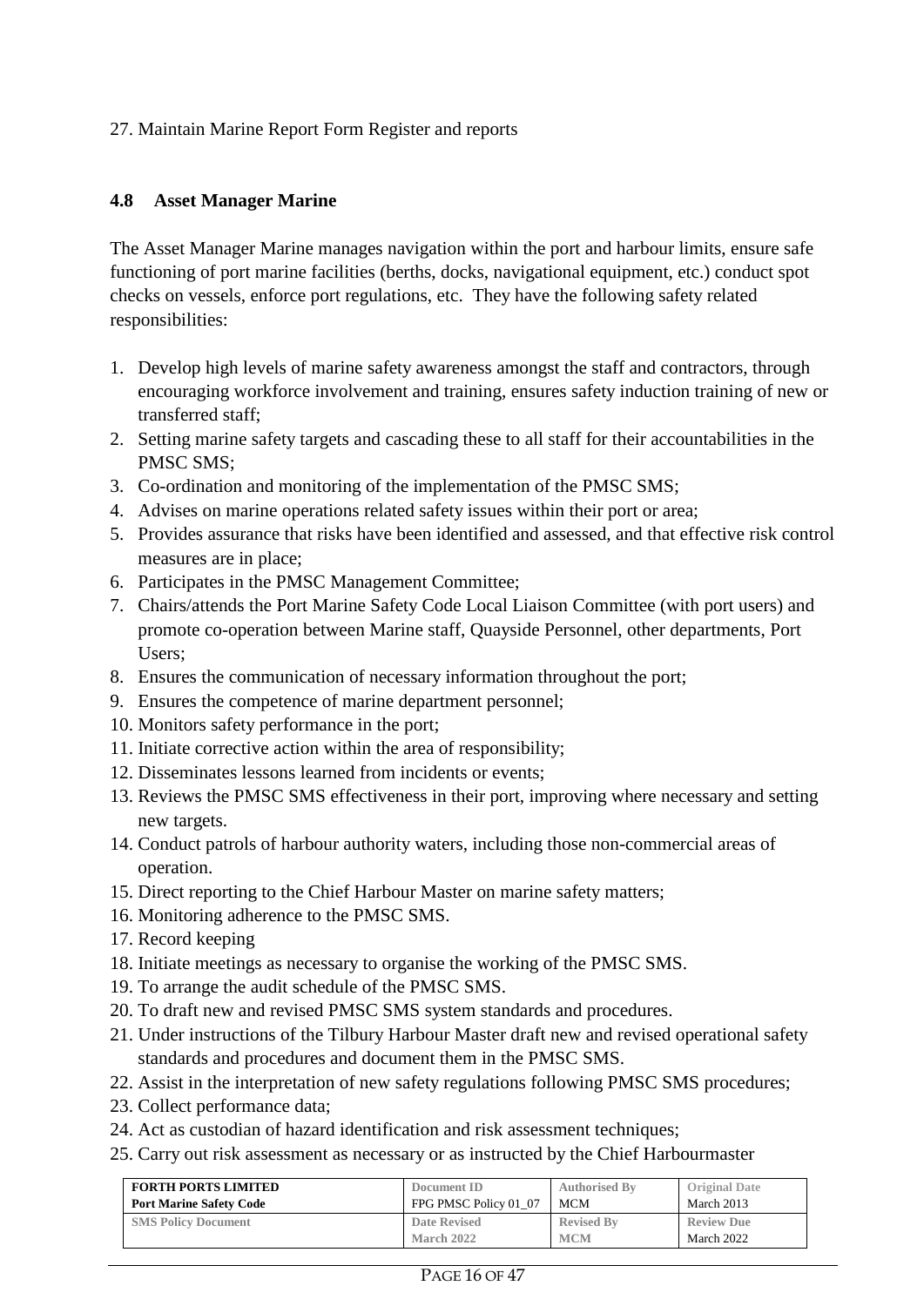27. Maintain Marine Report Form Register and reports

### 4.8 Asset Manager Marine

The Asset Manager Marine manages navigation within the port and harbour limits, ensure safe functioning of port marine facilities (berths, docks, navigational equipment, etc.) conduct spot checks on vessels, enforce port regulations, etc. They have the following safety related responsibilities:

1. Develop high levels of marine safety awareness amongst the staff and contractors, through encouraging workforce involvement and training, ensures safety induction training of new or transferred staff;
2. Setting marine safety targets and cascading these to all staff for their accountabilities in the PMSC SMS;
3. Co-ordination and monitoring of the implementation of the PMSC SMS;
4. Advises on marine operations related safety issues within their port or area;
5. Provides assurance that risks have been identified and assessed, and that effective risk control measures are in place;
6. Participates in the PMSC Management Committee;
7. Chairs/attends the Port Marine Safety Code Local Liaison Committee (with port users) and promote co-operation between Marine staff, Quayside Personnel, other departments, Port Users;
8. Ensures the communication of necessary information throughout the port;
9. Ensures the competence of marine department personnel;
10. Monitors safety performance in the port;
11. Initiate corrective action within the area of responsibility;
12. Disseminates lessons learned from incidents or events;
13. Reviews the PMSC SMS effectiveness in their port, improving where necessary and setting new targets.
14. Conduct patrols of harbour authority waters, including those non-commercial areas of operation.
15. Direct reporting to the Chief Harbour Master on marine safety matters;
16. Monitoring adherence to the PMSC SMS.
17. Record keeping
18. Initiate meetings as necessary to organise the working of the PMSC SMS.
19. To arrange the audit schedule of the PMSC SMS.
20. To draft new and revised PMSC SMS system standards and procedures.
21. Under instructions of the Tilbury Harbour Master draft new and revised operational safety standards and procedures and document them in the PMSC SMS.
22. Assist in the interpretation of new safety regulations following PMSC SMS procedures;
23. Collect performance data;
24. Act as custodian of hazard identification and risk assessment techniques;
25. Carry out risk assessment as necessary or as instructed by the Chief Harbourmaster

| FORTH PORTS LIMITED<br>Port Marine Safety Code | Document ID<br>FPG PMSC Policy 01_07 | Authorised By<br>MCM | Original Date<br>March 2013 |
|---|---|---|---|
| SMS Policy Document | Date Revised<br>March 2022 | Revised By<br>MCM | Review Due<br>March 2022 |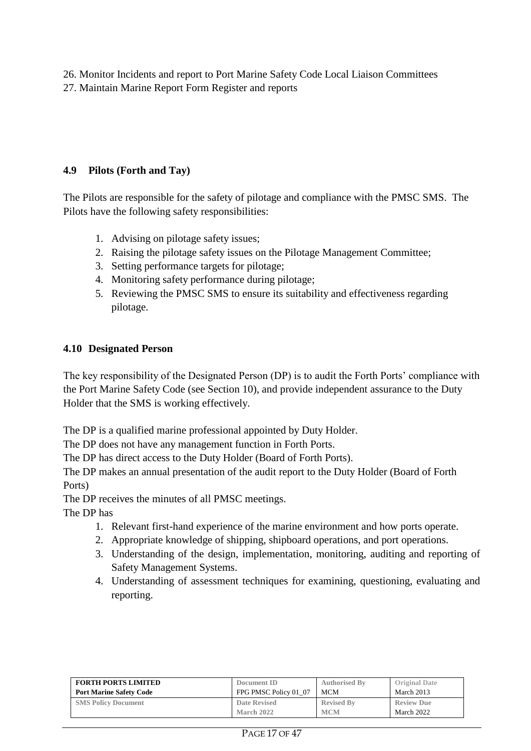26. Monitor Incidents and report to Port Marine Safety Code Local Liaison Committees
27. Maintain Marine Report Form Register and reports

### 4.9 Pilots (Forth and Tay)

The Pilots are responsible for the safety of pilotage and compliance with the PMSC SMS. The Pilots have the following safety responsibilities:

1. Advising on pilotage safety issues;
2. Raising the pilotage safety issues on the Pilotage Management Committee;
3. Setting performance targets for pilotage;
4. Monitoring safety performance during pilotage;
5. Reviewing the PMSC SMS to ensure its suitability and effectiveness regarding pilotage.

### 4.10 Designated Person

The key responsibility of the Designated Person (DP) is to audit the Forth Ports' compliance with the Port Marine Safety Code (see Section 10), and provide independent assurance to the Duty Holder that the SMS is working effectively.

The DP is a qualified marine professional appointed by Duty Holder.
The DP does not have any management function in Forth Ports.
The DP has direct access to the Duty Holder (Board of Forth Ports).
The DP makes an annual presentation of the audit report to the Duty Holder (Board of Forth Ports)
The DP receives the minutes of all PMSC meetings.
The DP has

1. Relevant first-hand experience of the marine environment and how ports operate.
2. Appropriate knowledge of shipping, shipboard operations, and port operations.
3. Understanding of the design, implementation, monitoring, auditing and reporting of Safety Management Systems.
4. Understanding of assessment techniques for examining, questioning, evaluating and reporting.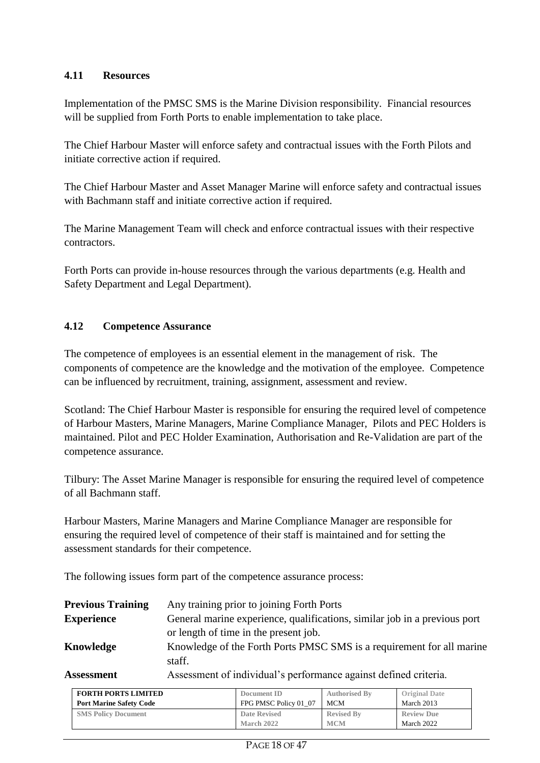### 4.11 Resources

Implementation of the PMSC SMS is the Marine Division responsibility. Financial resources will be supplied from Forth Ports to enable implementation to take place.

The Chief Harbour Master will enforce safety and contractual issues with the Forth Pilots and initiate corrective action if required.

The Chief Harbour Master and Asset Manager Marine will enforce safety and contractual issues with Bachmann staff and initiate corrective action if required.

The Marine Management Team will check and enforce contractual issues with their respective contractors.

Forth Ports can provide in-house resources through the various departments (e.g. Health and Safety Department and Legal Department).

### 4.12 Competence Assurance

The competence of employees is an essential element in the management of risk. The components of competence are the knowledge and the motivation of the employee. Competence can be influenced by recruitment, training, assignment, assessment and review.

Scotland: The Chief Harbour Master is responsible for ensuring the required level of competence of Harbour Masters, Marine Managers, Marine Compliance Manager, Pilots and PEC Holders is maintained. Pilot and PEC Holder Examination, Authorisation and Re-Validation are part of the competence assurance.

Tilbury: The Asset Marine Manager is responsible for ensuring the required level of competence of all Bachmann staff.

Harbour Masters, Marine Managers and Marine Compliance Manager are responsible for ensuring the required level of competence of their staff is maintained and for setting the assessment standards for their competence.

The following issues form part of the competence assurance process:

**Previous Training** Any training prior to joining Forth Ports

**Experience** General marine experience, qualifications, similar job in a previous port or length of time in the present job.

**Knowledge** Knowledge of the Forth Ports PMSC SMS is a requirement for all marine staff.

**Assessment** Assessment of individual's performance against defined criteria.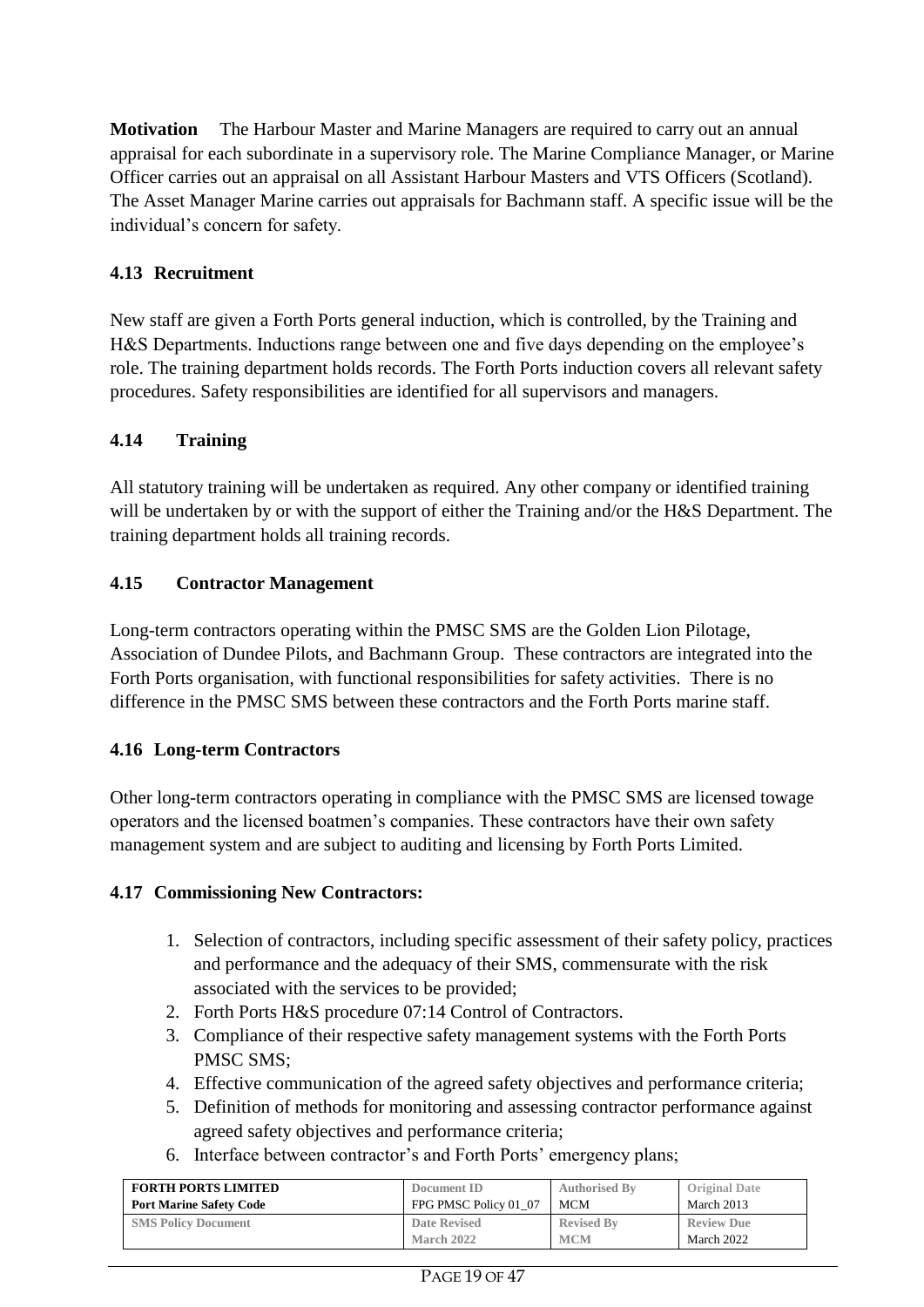**Motivation** The Harbour Master and Marine Managers are required to carry out an annual appraisal for each subordinate in a supervisory role. The Marine Compliance Manager, or Marine Officer carries out an appraisal on all Assistant Harbour Masters and VTS Officers (Scotland). The Asset Manager Marine carries out appraisals for Bachmann staff. A specific issue will be the individual's concern for safety.

### 4.13 Recruitment

New staff are given a Forth Ports general induction, which is controlled, by the Training and H&S Departments. Inductions range between one and five days depending on the employee's role. The training department holds records. The Forth Ports induction covers all relevant safety procedures. Safety responsibilities are identified for all supervisors and managers.

### 4.14 Training

All statutory training will be undertaken as required. Any other company or identified training will be undertaken by or with the support of either the Training and/or the H&S Department. The training department holds all training records.

### 4.15 Contractor Management

Long-term contractors operating within the PMSC SMS are the Golden Lion Pilotage, Association of Dundee Pilots, and Bachmann Group. These contractors are integrated into the Forth Ports organisation, with functional responsibilities for safety activities. There is no difference in the PMSC SMS between these contractors and the Forth Ports marine staff.

### 4.16 Long-term Contractors

Other long-term contractors operating in compliance with the PMSC SMS are licensed towage operators and the licensed boatmen's companies. These contractors have their own safety management system and are subject to auditing and licensing by Forth Ports Limited.

### 4.17 Commissioning New Contractors:

1. Selection of contractors, including specific assessment of their safety policy, practices and performance and the adequacy of their SMS, commensurate with the risk associated with the services to be provided;
2. Forth Ports H&S procedure 07:14 Control of Contractors.
3. Compliance of their respective safety management systems with the Forth Ports PMSC SMS;
4. Effective communication of the agreed safety objectives and performance criteria;
5. Definition of methods for monitoring and assessing contractor performance against agreed safety objectives and performance criteria;
6. Interface between contractor's and Forth Ports' emergency plans;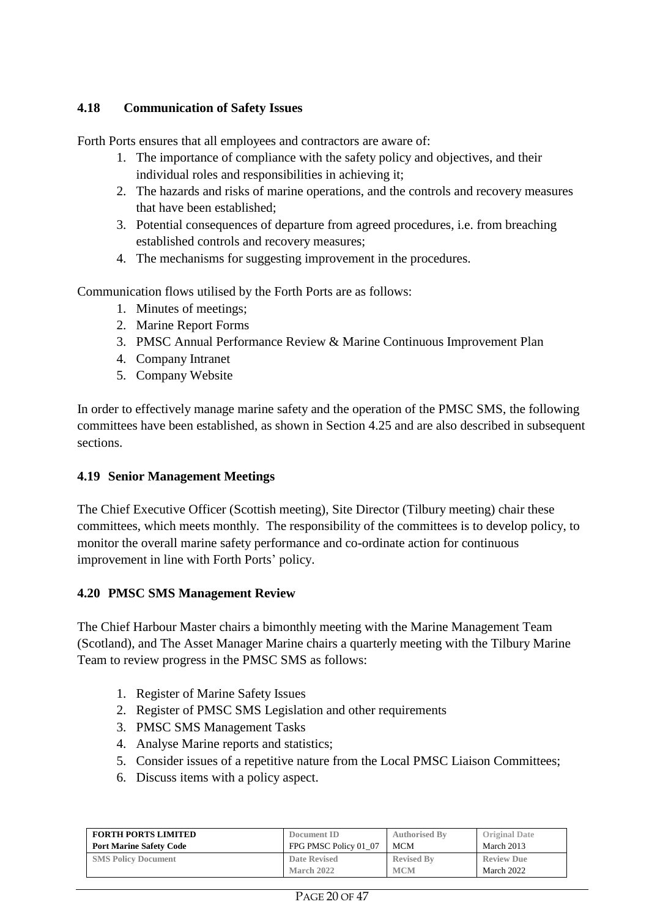### 4.18 Communication of Safety Issues

Forth Ports ensures that all employees and contractors are aware of:

1. The importance of compliance with the safety policy and objectives, and their individual roles and responsibilities in achieving it;
2. The hazards and risks of marine operations, and the controls and recovery measures that have been established;
3. Potential consequences of departure from agreed procedures, i.e. from breaching established controls and recovery measures;
4. The mechanisms for suggesting improvement in the procedures.

Communication flows utilised by the Forth Ports are as follows:

1. Minutes of meetings;
2. Marine Report Forms
3. PMSC Annual Performance Review & Marine Continuous Improvement Plan
4. Company Intranet
5. Company Website

In order to effectively manage marine safety and the operation of the PMSC SMS, the following committees have been established, as shown in Section 4.25 and are also described in subsequent sections.

### 4.19 Senior Management Meetings

The Chief Executive Officer (Scottish meeting), Site Director (Tilbury meeting) chair these committees, which meets monthly. The responsibility of the committees is to develop policy, to monitor the overall marine safety performance and co-ordinate action for continuous improvement in line with Forth Ports' policy.

### 4.20 PMSC SMS Management Review

The Chief Harbour Master chairs a bimonthly meeting with the Marine Management Team (Scotland), and The Asset Manager Marine chairs a quarterly meeting with the Tilbury Marine Team to review progress in the PMSC SMS as follows:

1. Register of Marine Safety Issues
2. Register of PMSC SMS Legislation and other requirements
3. PMSC SMS Management Tasks
4. Analyse Marine reports and statistics;
5. Consider issues of a repetitive nature from the Local PMSC Liaison Committees;
6. Discuss items with a policy aspect.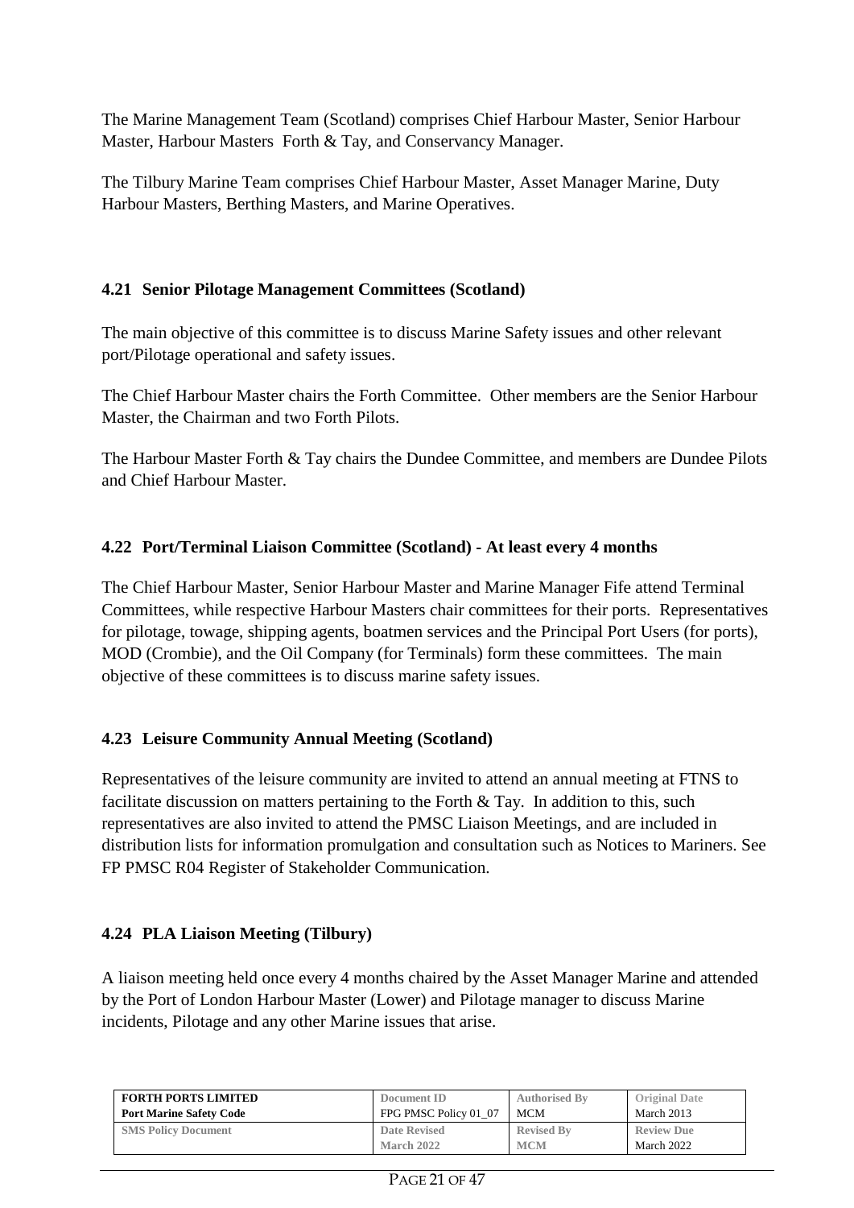The Marine Management Team (Scotland) comprises Chief Harbour Master, Senior Harbour Master, Harbour Masters Forth & Tay, and Conservancy Manager.

The Tilbury Marine Team comprises Chief Harbour Master, Asset Manager Marine, Duty Harbour Masters, Berthing Masters, and Marine Operatives.

### 4.21 Senior Pilotage Management Committees (Scotland)

The main objective of this committee is to discuss Marine Safety issues and other relevant port/Pilotage operational and safety issues.

The Chief Harbour Master chairs the Forth Committee. Other members are the Senior Harbour Master, the Chairman and two Forth Pilots.

The Harbour Master Forth & Tay chairs the Dundee Committee, and members are Dundee Pilots and Chief Harbour Master.

### 4.22 Port/Terminal Liaison Committee (Scotland) - At least every 4 months

The Chief Harbour Master, Senior Harbour Master and Marine Manager Fife attend Terminal Committees, while respective Harbour Masters chair committees for their ports. Representatives for pilotage, towage, shipping agents, boatmen services and the Principal Port Users (for ports), MOD (Crombie), and the Oil Company (for Terminals) form these committees. The main objective of these committees is to discuss marine safety issues.

### 4.23 Leisure Community Annual Meeting (Scotland)

Representatives of the leisure community are invited to attend an annual meeting at FTNS to facilitate discussion on matters pertaining to the Forth & Tay. In addition to this, such representatives are also invited to attend the PMSC Liaison Meetings, and are included in distribution lists for information promulgation and consultation such as Notices to Mariners. See FP PMSC R04 Register of Stakeholder Communication.

### 4.24 PLA Liaison Meeting (Tilbury)

A liaison meeting held once every 4 months chaired by the Asset Manager Marine and attended by the Port of London Harbour Master (Lower) and Pilotage manager to discuss Marine incidents, Pilotage and any other Marine issues that arise.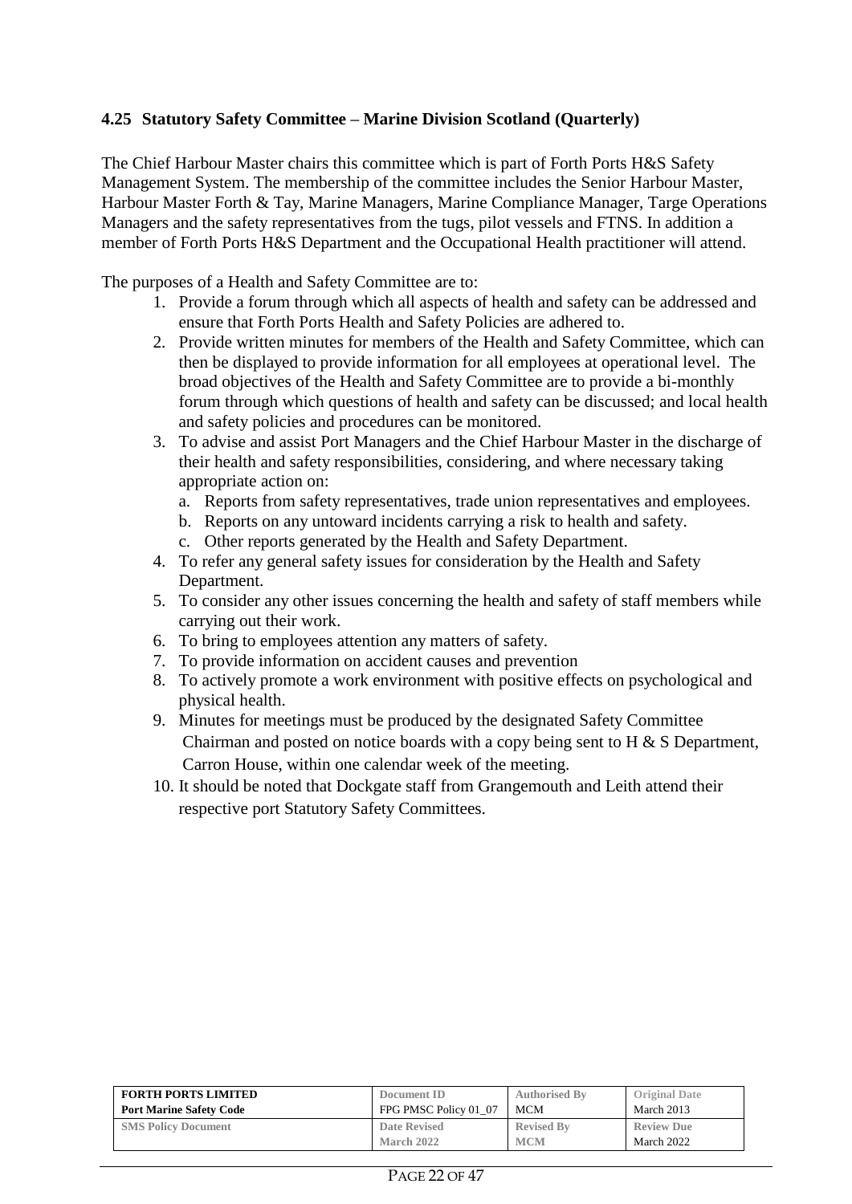### 4.25 Statutory Safety Committee – Marine Division Scotland (Quarterly)

The Chief Harbour Master chairs this committee which is part of Forth Ports H&S Safety Management System. The membership of the committee includes the Senior Harbour Master, Harbour Master Forth & Tay, Marine Managers, Marine Compliance Manager, Targe Operations Managers and the safety representatives from the tugs, pilot vessels and FTNS. In addition a member of Forth Ports H&S Department and the Occupational Health practitioner will attend.

The purposes of a Health and Safety Committee are to:

1. Provide a forum through which all aspects of health and safety can be addressed and ensure that Forth Ports Health and Safety Policies are adhered to.
2. Provide written minutes for members of the Health and Safety Committee, which can then be displayed to provide information for all employees at operational level. The broad objectives of the Health and Safety Committee are to provide a bi-monthly forum through which questions of health and safety can be discussed; and local health and safety policies and procedures can be monitored.
3. To advise and assist Port Managers and the Chief Harbour Master in the discharge of their health and safety responsibilities, considering, and where necessary taking appropriate action on:
    a. Reports from safety representatives, trade union representatives and employees.
    b. Reports on any untoward incidents carrying a risk to health and safety.
    c. Other reports generated by the Health and Safety Department.
4. To refer any general safety issues for consideration by the Health and Safety Department.
5. To consider any other issues concerning the health and safety of staff members while carrying out their work.
6. To bring to employees attention any matters of safety.
7. To provide information on accident causes and prevention
8. To actively promote a work environment with positive effects on psychological and physical health.
9. Minutes for meetings must be produced by the designated Safety Committee Chairman and posted on notice boards with a copy being sent to H & S Department, Carron House, within one calendar week of the meeting.
10. It should be noted that Dockgate staff from Grangemouth and Leith attend their respective port Statutory Safety Committees.

| FORTH PORTS LIMITED<br>Port Marine Safety Code | Document ID<br>FPG PMSC Policy 01_07 | Authorised By<br>MCM | Original Date<br>March 2013 |
|---|---|---|---|
| SMS Policy Document | Date Revised<br>March 2022 | Revised By<br>MCM | Review Due<br>March 2022 |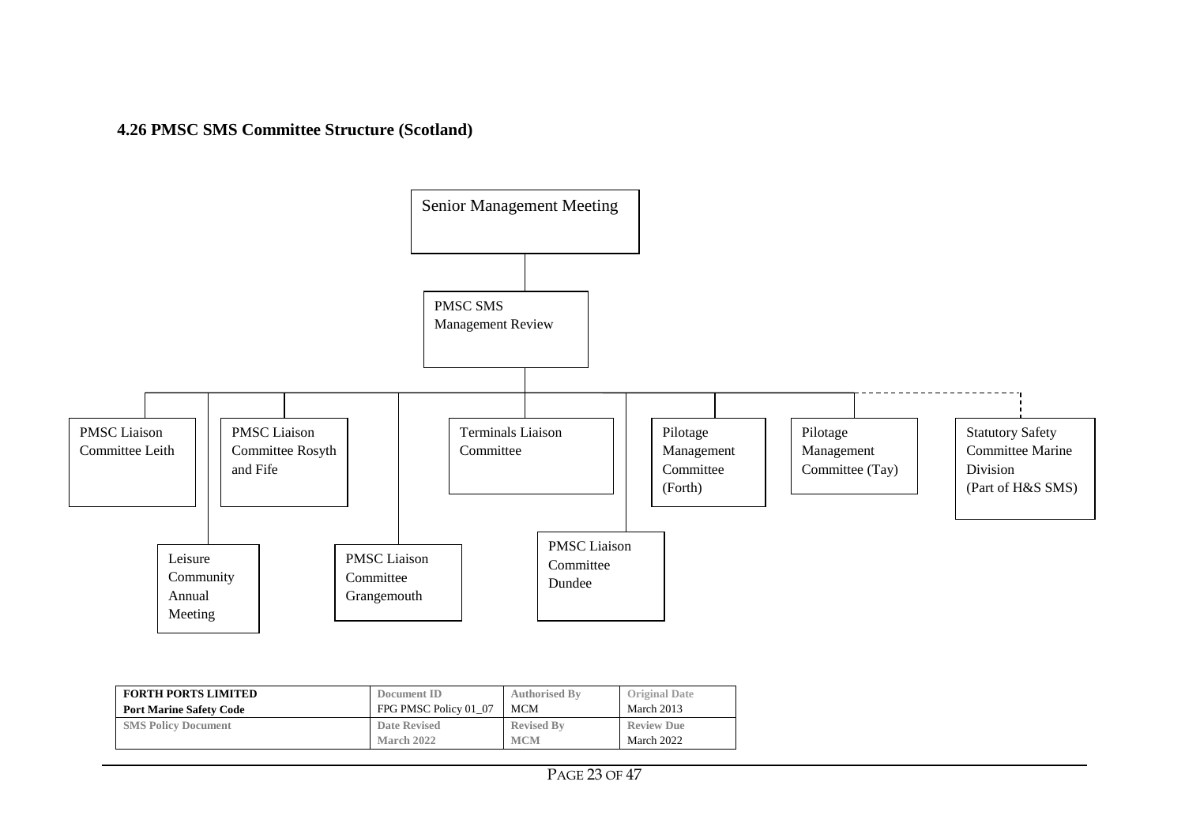### 4.26 PMSC SMS Committee Structure (Scotland)

- Senior Management Meeting
  - PMSC SMS Management Review
    - PMSC Liaison Committee Leith
    - Leisure Community Annual Meeting
    - PMSC Liaison Committee Rosyth and Fife
    - PMSC Liaison Committee Grangemouth
    - Terminals Liaison Committee
    - PMSC Liaison Committee Dundee
    - Pilotage Management Committee (Forth)
    - Pilotage Management Committee (Tay)
    - Statutory Safety Committee Marine Division (Part of H&S SMS) *(dashed line)*

| FORTH PORTS LIMITED<br>Port Marine Safety Code | Document ID<br>FPG PMSC Policy 01_07 | Authorised By<br>MCM | Original Date<br>March 2013 |
|---|---|---|---|
| SMS Policy Document | Date Revised<br>March 2022 | Revised By<br>MCM | Review Due<br>March 2022 |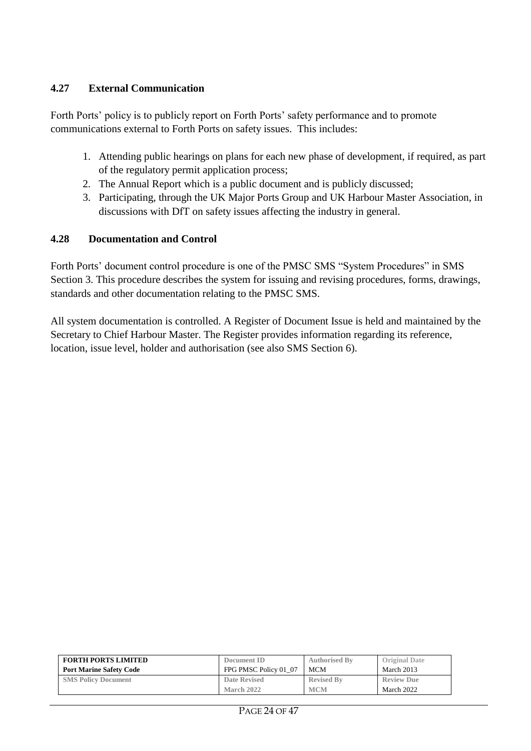### 4.27 External Communication

Forth Ports' policy is to publicly report on Forth Ports' safety performance and to promote communications external to Forth Ports on safety issues. This includes:

1. Attending public hearings on plans for each new phase of development, if required, as part of the regulatory permit application process;
2. The Annual Report which is a public document and is publicly discussed;
3. Participating, through the UK Major Ports Group and UK Harbour Master Association, in discussions with DfT on safety issues affecting the industry in general.

### 4.28 Documentation and Control

Forth Ports' document control procedure is one of the PMSC SMS "System Procedures" in SMS Section 3. This procedure describes the system for issuing and revising procedures, forms, drawings, standards and other documentation relating to the PMSC SMS.

All system documentation is controlled. A Register of Document Issue is held and maintained by the Secretary to Chief Harbour Master. The Register provides information regarding its reference, location, issue level, holder and authorisation (see also SMS Section 6).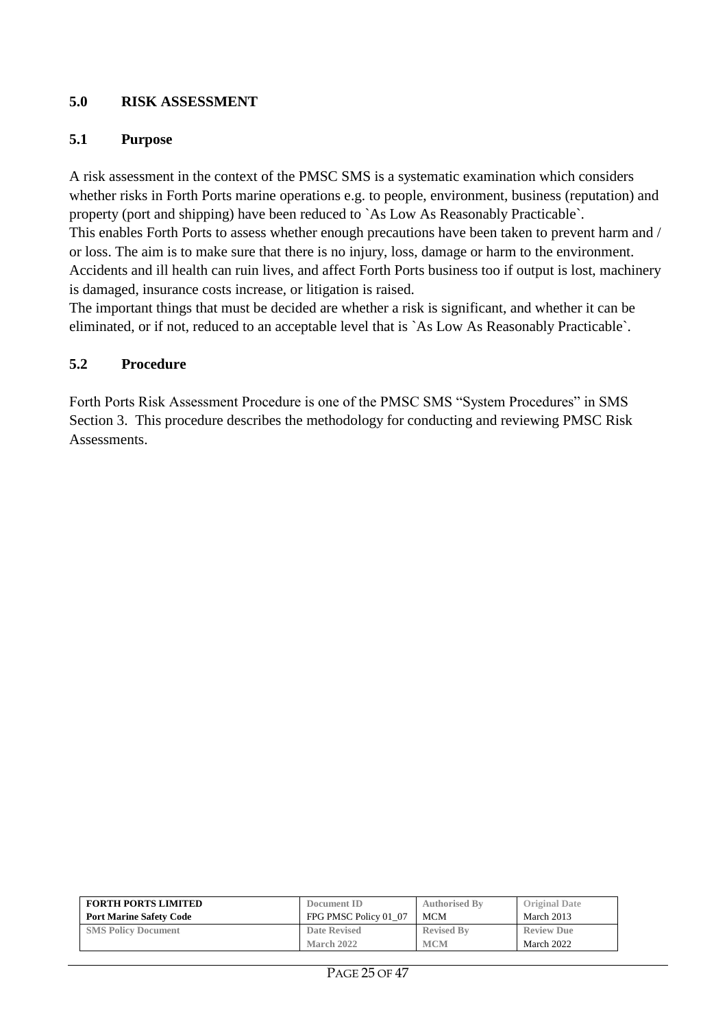## 5.0 RISK ASSESSMENT

### 5.1 Purpose

A risk assessment in the context of the PMSC SMS is a systematic examination which considers whether risks in Forth Ports marine operations e.g. to people, environment, business (reputation) and property (port and shipping) have been reduced to `As Low As Reasonably Practicable`.
This enables Forth Ports to assess whether enough precautions have been taken to prevent harm and / or loss. The aim is to make sure that there is no injury, loss, damage or harm to the environment. Accidents and ill health can ruin lives, and affect Forth Ports business too if output is lost, machinery is damaged, insurance costs increase, or litigation is raised.
The important things that must be decided are whether a risk is significant, and whether it can be eliminated, or if not, reduced to an acceptable level that is `As Low As Reasonably Practicable`.

### 5.2 Procedure

Forth Ports Risk Assessment Procedure is one of the PMSC SMS "System Procedures" in SMS Section 3. This procedure describes the methodology for conducting and reviewing PMSC Risk Assessments.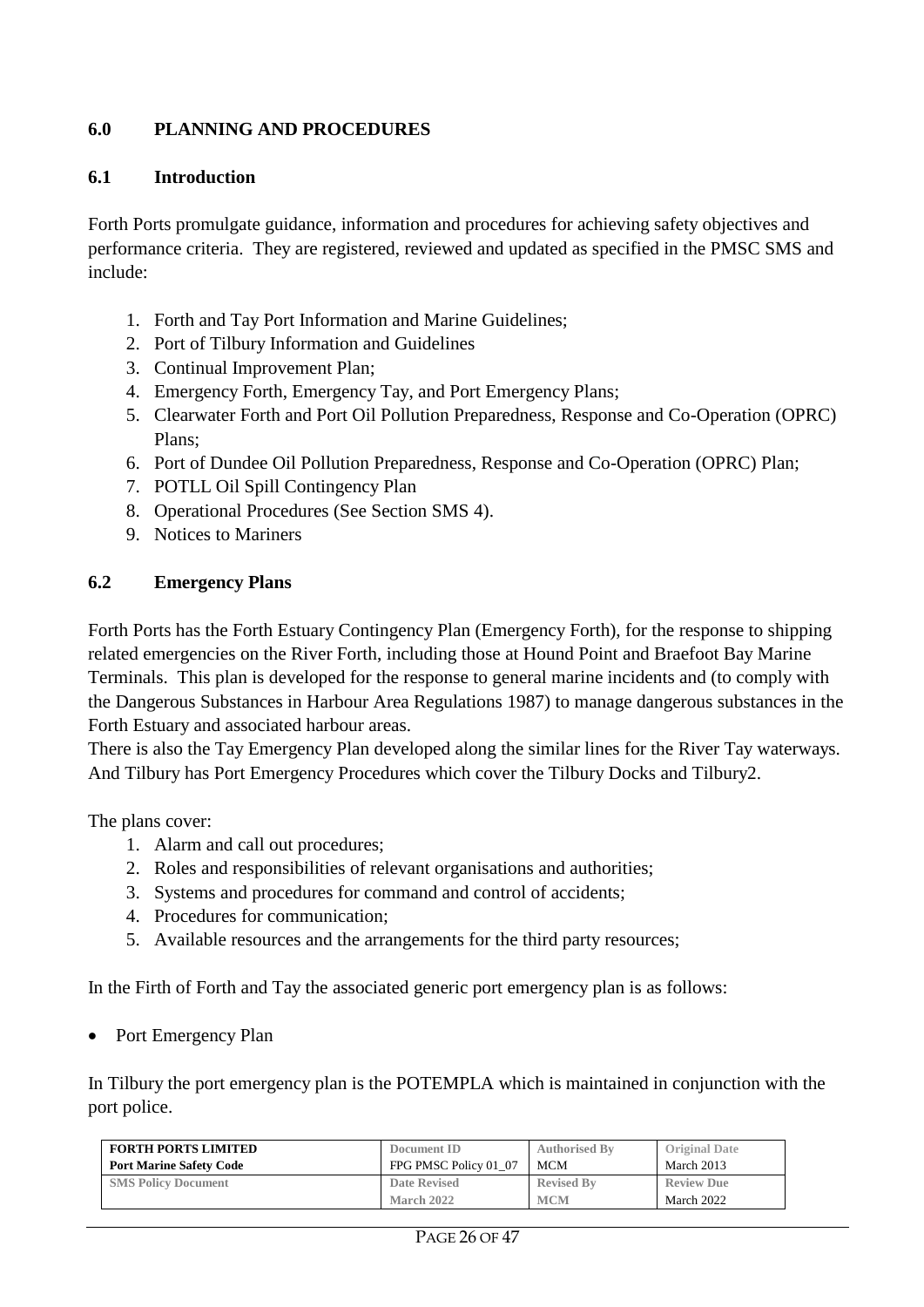## 6.0 PLANNING AND PROCEDURES

### 6.1 Introduction

Forth Ports promulgate guidance, information and procedures for achieving safety objectives and performance criteria. They are registered, reviewed and updated as specified in the PMSC SMS and include:

1. Forth and Tay Port Information and Marine Guidelines;
2. Port of Tilbury Information and Guidelines
3. Continual Improvement Plan;
4. Emergency Forth, Emergency Tay, and Port Emergency Plans;
5. Clearwater Forth and Port Oil Pollution Preparedness, Response and Co-Operation (OPRC) Plans;
6. Port of Dundee Oil Pollution Preparedness, Response and Co-Operation (OPRC) Plan;
7. POTLL Oil Spill Contingency Plan
8. Operational Procedures (See Section SMS 4).
9. Notices to Mariners

### 6.2 Emergency Plans

Forth Ports has the Forth Estuary Contingency Plan (Emergency Forth), for the response to shipping related emergencies on the River Forth, including those at Hound Point and Braefoot Bay Marine Terminals. This plan is developed for the response to general marine incidents and (to comply with the Dangerous Substances in Harbour Area Regulations 1987) to manage dangerous substances in the Forth Estuary and associated harbour areas.
There is also the Tay Emergency Plan developed along the similar lines for the River Tay waterways. And Tilbury has Port Emergency Procedures which cover the Tilbury Docks and Tilbury2.

The plans cover:

1. Alarm and call out procedures;
2. Roles and responsibilities of relevant organisations and authorities;
3. Systems and procedures for command and control of accidents;
4. Procedures for communication;
5. Available resources and the arrangements for the third party resources;

In the Firth of Forth and Tay the associated generic port emergency plan is as follows:

- Port Emergency Plan

In Tilbury the port emergency plan is the POTEMPLA which is maintained in conjunction with the port police.

| FORTH PORTS LIMITED<br>Port Marine Safety Code | Document ID<br>FPG PMSC Policy 01_07 | Authorised By<br>MCM | Original Date<br>March 2013 |
|---|---|---|---|
| SMS Policy Document | Date Revised<br>March 2022 | Revised By<br>MCM | Review Due<br>March 2022 |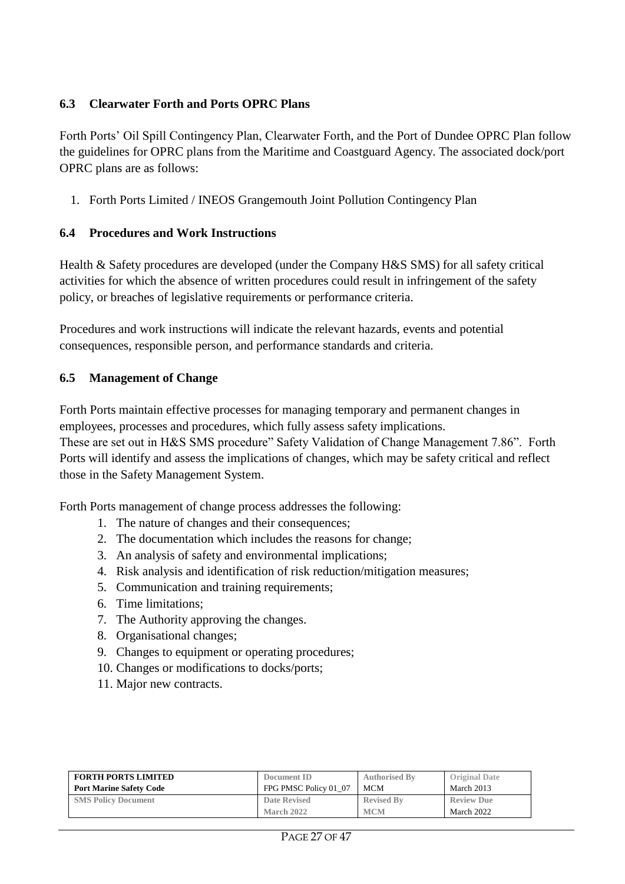### 6.3 Clearwater Forth and Ports OPRC Plans

Forth Ports' Oil Spill Contingency Plan, Clearwater Forth, and the Port of Dundee OPRC Plan follow the guidelines for OPRC plans from the Maritime and Coastguard Agency. The associated dock/port OPRC plans are as follows:

1. Forth Ports Limited / INEOS Grangemouth Joint Pollution Contingency Plan

### 6.4 Procedures and Work Instructions

Health & Safety procedures are developed (under the Company H&S SMS) for all safety critical activities for which the absence of written procedures could result in infringement of the safety policy, or breaches of legislative requirements or performance criteria.

Procedures and work instructions will indicate the relevant hazards, events and potential consequences, responsible person, and performance standards and criteria.

### 6.5 Management of Change

Forth Ports maintain effective processes for managing temporary and permanent changes in employees, processes and procedures, which fully assess safety implications.
These are set out in H&S SMS procedure" Safety Validation of Change Management 7.86". Forth Ports will identify and assess the implications of changes, which may be safety critical and reflect those in the Safety Management System.

Forth Ports management of change process addresses the following:

1. The nature of changes and their consequences;
2. The documentation which includes the reasons for change;
3. An analysis of safety and environmental implications;
4. Risk analysis and identification of risk reduction/mitigation measures;
5. Communication and training requirements;
6. Time limitations;
7. The Authority approving the changes.
8. Organisational changes;
9. Changes to equipment or operating procedures;
10. Changes or modifications to docks/ports;
11. Major new contracts.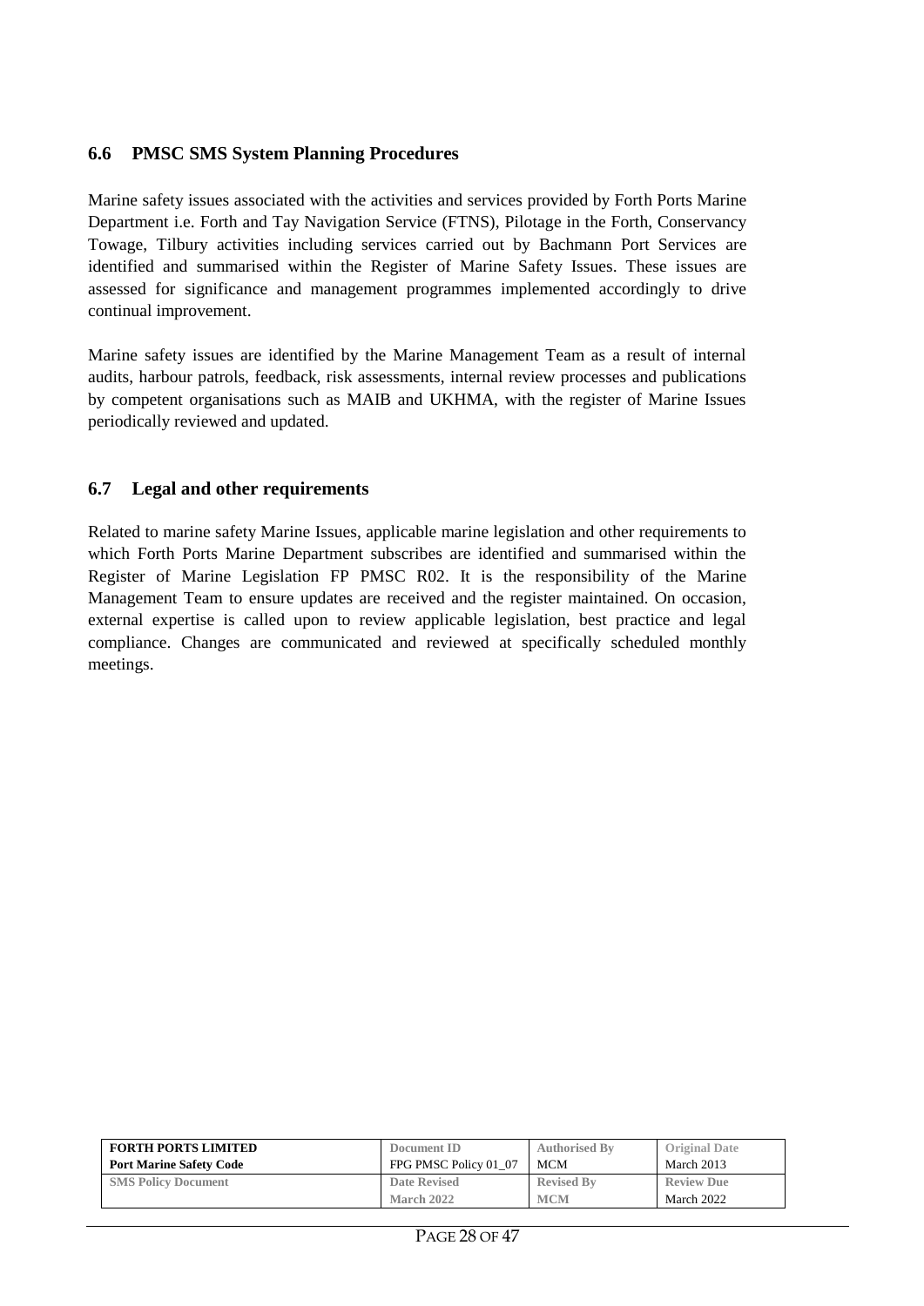## 6.6 PMSC SMS System Planning Procedures

Marine safety issues associated with the activities and services provided by Forth Ports Marine Department i.e. Forth and Tay Navigation Service (FTNS), Pilotage in the Forth, Conservancy Towage, Tilbury activities including services carried out by Bachmann Port Services are identified and summarised within the Register of Marine Safety Issues. These issues are assessed for significance and management programmes implemented accordingly to drive continual improvement.

Marine safety issues are identified by the Marine Management Team as a result of internal audits, harbour patrols, feedback, risk assessments, internal review processes and publications by competent organisations such as MAIB and UKHMA, with the register of Marine Issues periodically reviewed and updated.

## 6.7 Legal and other requirements

Related to marine safety Marine Issues, applicable marine legislation and other requirements to which Forth Ports Marine Department subscribes are identified and summarised within the Register of Marine Legislation FP PMSC R02. It is the responsibility of the Marine Management Team to ensure updates are received and the register maintained. On occasion, external expertise is called upon to review applicable legislation, best practice and legal compliance. Changes are communicated and reviewed at specifically scheduled monthly meetings.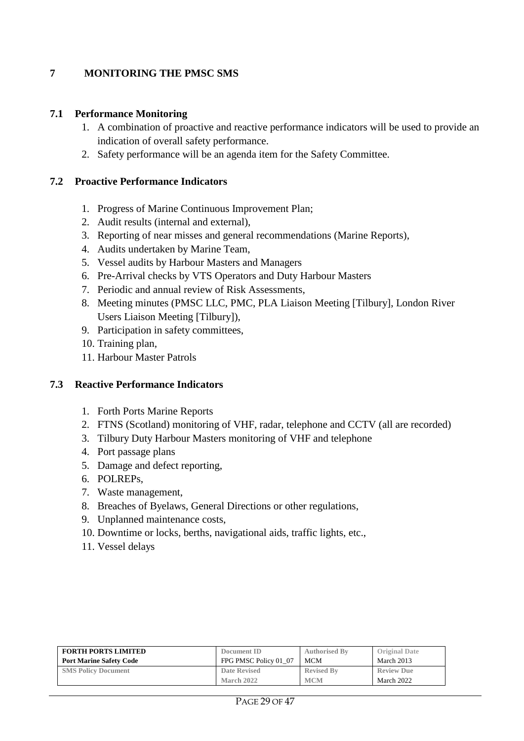# 7 MONITORING THE PMSC SMS

## 7.1 Performance Monitoring

1. A combination of proactive and reactive performance indicators will be used to provide an indication of overall safety performance.
2. Safety performance will be an agenda item for the Safety Committee.

## 7.2 Proactive Performance Indicators

1. Progress of Marine Continuous Improvement Plan;
2. Audit results (internal and external),
3. Reporting of near misses and general recommendations (Marine Reports),
4. Audits undertaken by Marine Team,
5. Vessel audits by Harbour Masters and Managers
6. Pre-Arrival checks by VTS Operators and Duty Harbour Masters
7. Periodic and annual review of Risk Assessments,
8. Meeting minutes (PMSC LLC, PMC, PLA Liaison Meeting [Tilbury], London River Users Liaison Meeting [Tilbury]),
9. Participation in safety committees,
10. Training plan,
11. Harbour Master Patrols

## 7.3 Reactive Performance Indicators

1. Forth Ports Marine Reports
2. FTNS (Scotland) monitoring of VHF, radar, telephone and CCTV (all are recorded)
3. Tilbury Duty Harbour Masters monitoring of VHF and telephone
4. Port passage plans
5. Damage and defect reporting,
6. POLREPs,
7. Waste management,
8. Breaches of Byelaws, General Directions or other regulations,
9. Unplanned maintenance costs,
10. Downtime or locks, berths, navigational aids, traffic lights, etc.,
11. Vessel delays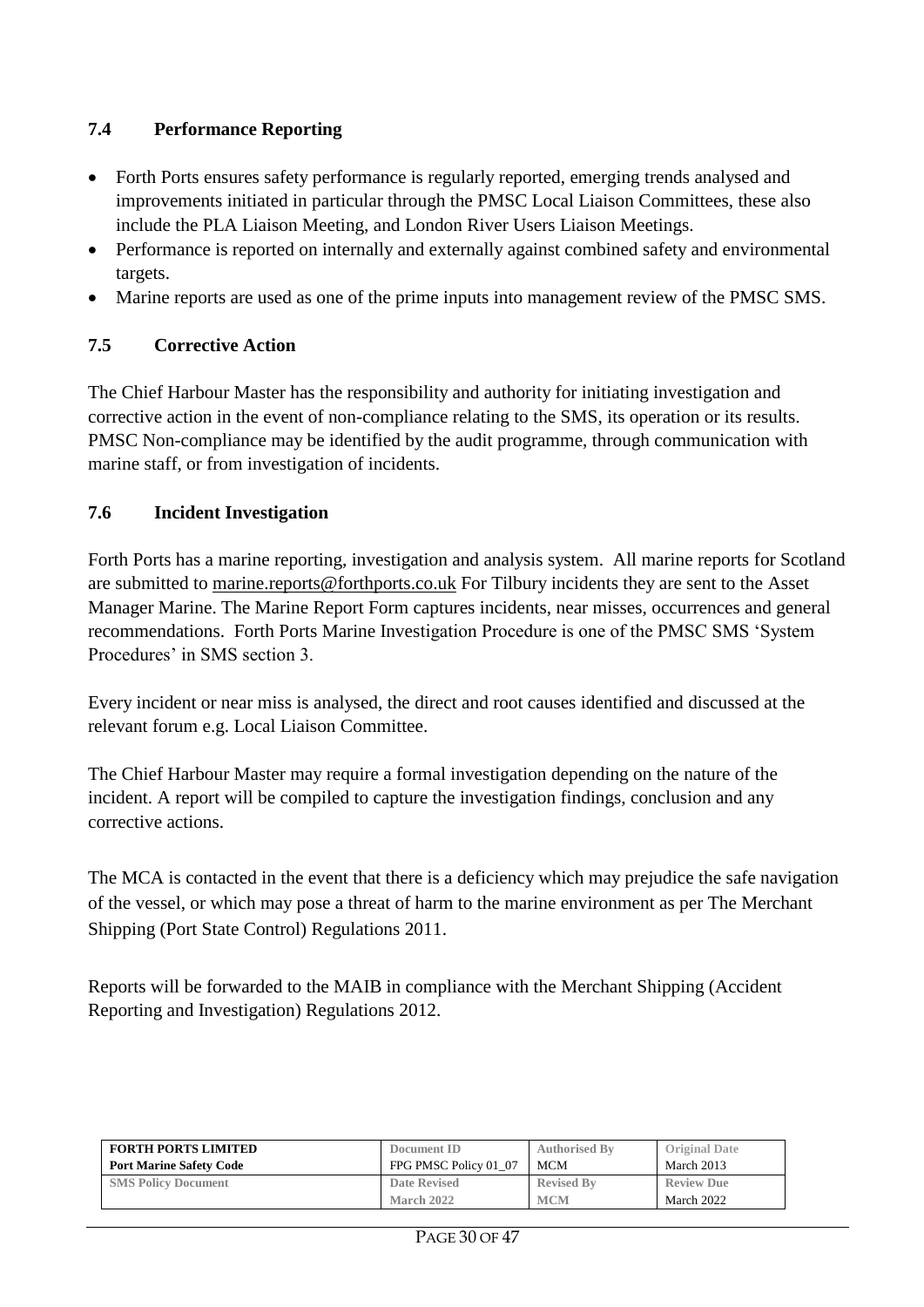### 7.4 Performance Reporting

- Forth Ports ensures safety performance is regularly reported, emerging trends analysed and improvements initiated in particular through the PMSC Local Liaison Committees, these also include the PLA Liaison Meeting, and London River Users Liaison Meetings.
- Performance is reported on internally and externally against combined safety and environmental targets.
- Marine reports are used as one of the prime inputs into management review of the PMSC SMS.

### 7.5 Corrective Action

The Chief Harbour Master has the responsibility and authority for initiating investigation and corrective action in the event of non-compliance relating to the SMS, its operation or its results. PMSC Non-compliance may be identified by the audit programme, through communication with marine staff, or from investigation of incidents.

### 7.6 Incident Investigation

Forth Ports has a marine reporting, investigation and analysis system. All marine reports for Scotland are submitted to marine.reports@forthports.co.uk For Tilbury incidents they are sent to the Asset Manager Marine. The Marine Report Form captures incidents, near misses, occurrences and general recommendations. Forth Ports Marine Investigation Procedure is one of the PMSC SMS 'System Procedures' in SMS section 3.

Every incident or near miss is analysed, the direct and root causes identified and discussed at the relevant forum e.g. Local Liaison Committee.

The Chief Harbour Master may require a formal investigation depending on the nature of the incident. A report will be compiled to capture the investigation findings, conclusion and any corrective actions.

The MCA is contacted in the event that there is a deficiency which may prejudice the safe navigation of the vessel, or which may pose a threat of harm to the marine environment as per The Merchant Shipping (Port State Control) Regulations 2011.

Reports will be forwarded to the MAIB in compliance with the Merchant Shipping (Accident Reporting and Investigation) Regulations 2012.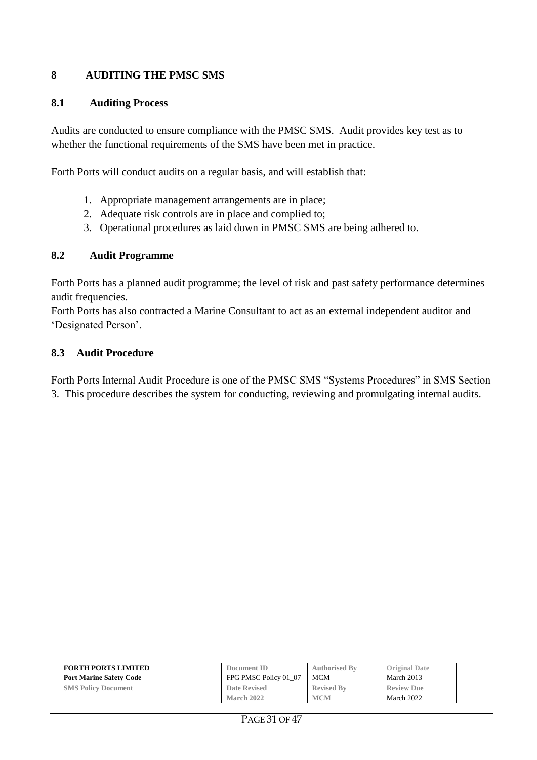## 8 AUDITING THE PMSC SMS

### 8.1 Auditing Process

Audits are conducted to ensure compliance with the PMSC SMS. Audit provides key test as to whether the functional requirements of the SMS have been met in practice.

Forth Ports will conduct audits on a regular basis, and will establish that:

1. Appropriate management arrangements are in place;
2. Adequate risk controls are in place and complied to;
3. Operational procedures as laid down in PMSC SMS are being adhered to.

### 8.2 Audit Programme

Forth Ports has a planned audit programme; the level of risk and past safety performance determines audit frequencies.

Forth Ports has also contracted a Marine Consultant to act as an external independent auditor and 'Designated Person'.

### 8.3 Audit Procedure

Forth Ports Internal Audit Procedure is one of the PMSC SMS "Systems Procedures" in SMS Section 3. This procedure describes the system for conducting, reviewing and promulgating internal audits.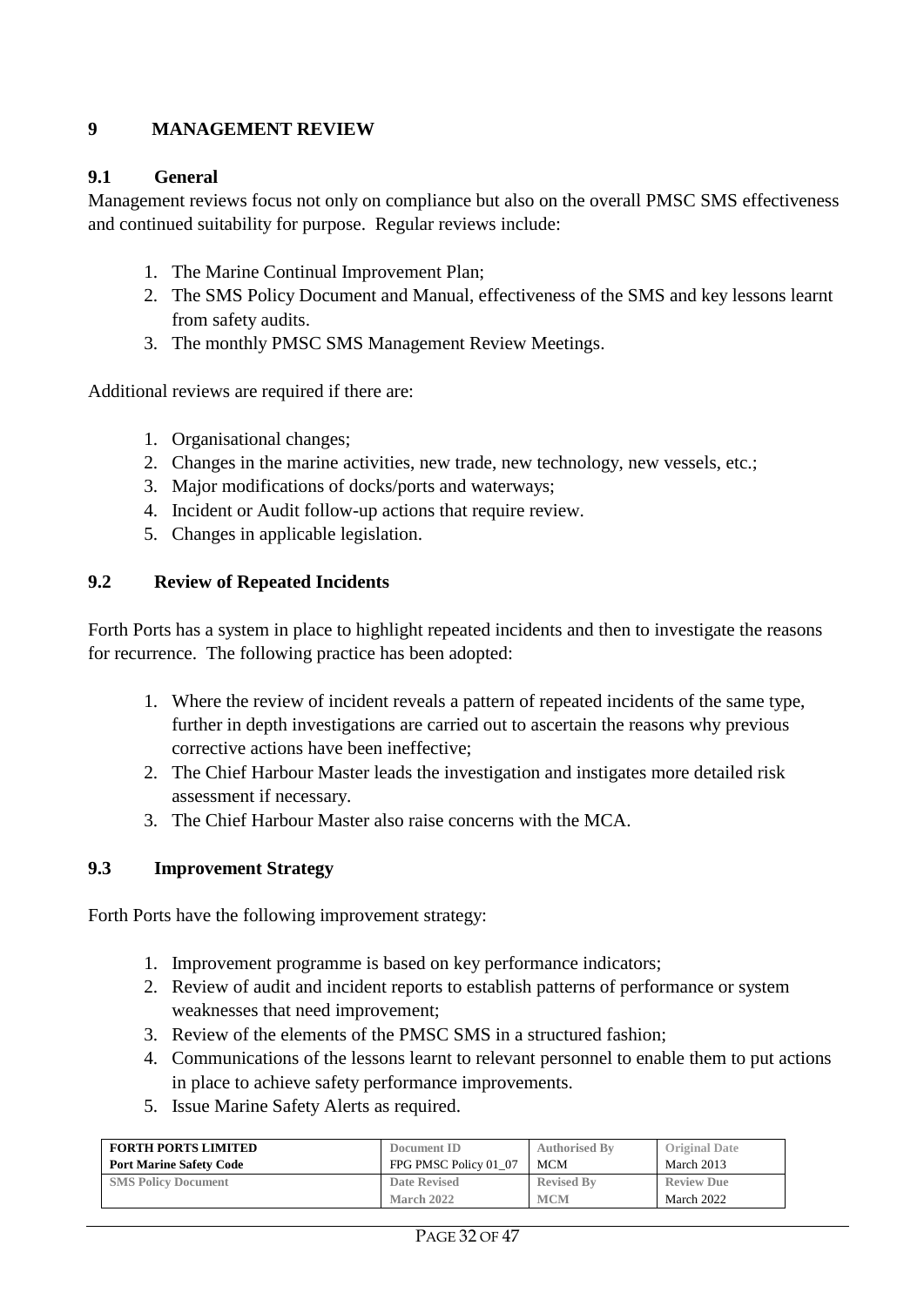## 9 MANAGEMENT REVIEW

### 9.1 General

Management reviews focus not only on compliance but also on the overall PMSC SMS effectiveness and continued suitability for purpose. Regular reviews include:

1. The Marine Continual Improvement Plan;
2. The SMS Policy Document and Manual, effectiveness of the SMS and key lessons learnt from safety audits.
3. The monthly PMSC SMS Management Review Meetings.

Additional reviews are required if there are:

1. Organisational changes;
2. Changes in the marine activities, new trade, new technology, new vessels, etc.;
3. Major modifications of docks/ports and waterways;
4. Incident or Audit follow-up actions that require review.
5. Changes in applicable legislation.

### 9.2 Review of Repeated Incidents

Forth Ports has a system in place to highlight repeated incidents and then to investigate the reasons for recurrence. The following practice has been adopted:

1. Where the review of incident reveals a pattern of repeated incidents of the same type, further in depth investigations are carried out to ascertain the reasons why previous corrective actions have been ineffective;
2. The Chief Harbour Master leads the investigation and instigates more detailed risk assessment if necessary.
3. The Chief Harbour Master also raise concerns with the MCA.

### 9.3 Improvement Strategy

Forth Ports have the following improvement strategy:

1. Improvement programme is based on key performance indicators;
2. Review of audit and incident reports to establish patterns of performance or system weaknesses that need improvement;
3. Review of the elements of the PMSC SMS in a structured fashion;
4. Communications of the lessons learnt to relevant personnel to enable them to put actions in place to achieve safety performance improvements.
5. Issue Marine Safety Alerts as required.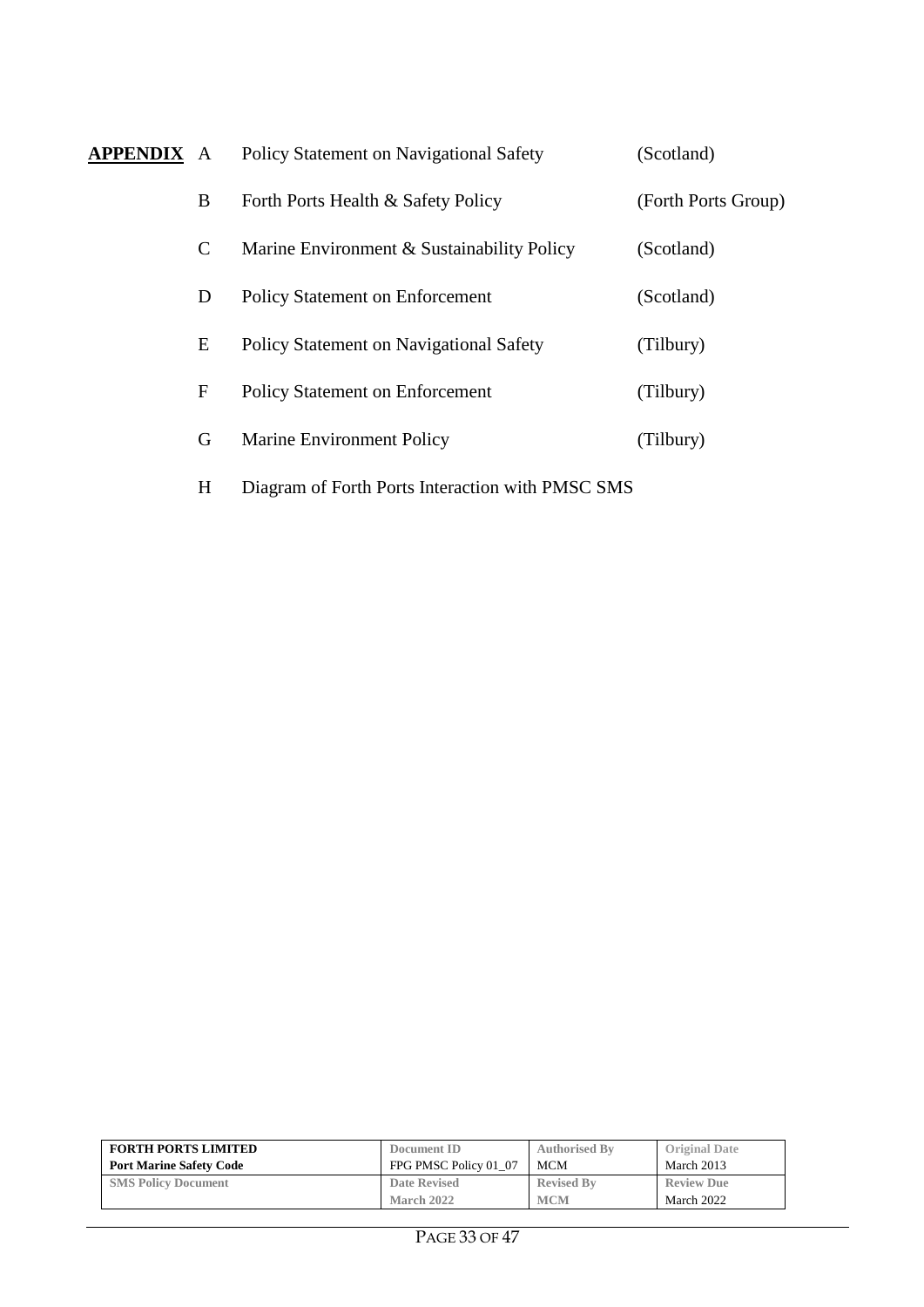**APPENDIX**

| | | |
|---|---|---|
| A | Policy Statement on Navigational Safety | (Scotland) |
| B | Forth Ports Health & Safety Policy | (Forth Ports Group) |
| C | Marine Environment & Sustainability Policy | (Scotland) |
| D | Policy Statement on Enforcement | (Scotland) |
| E | Policy Statement on Navigational Safety | (Tilbury) |
| F | Policy Statement on Enforcement | (Tilbury) |
| G | Marine Environment Policy | (Tilbury) |
| H | Diagram of Forth Ports Interaction with PMSC SMS | |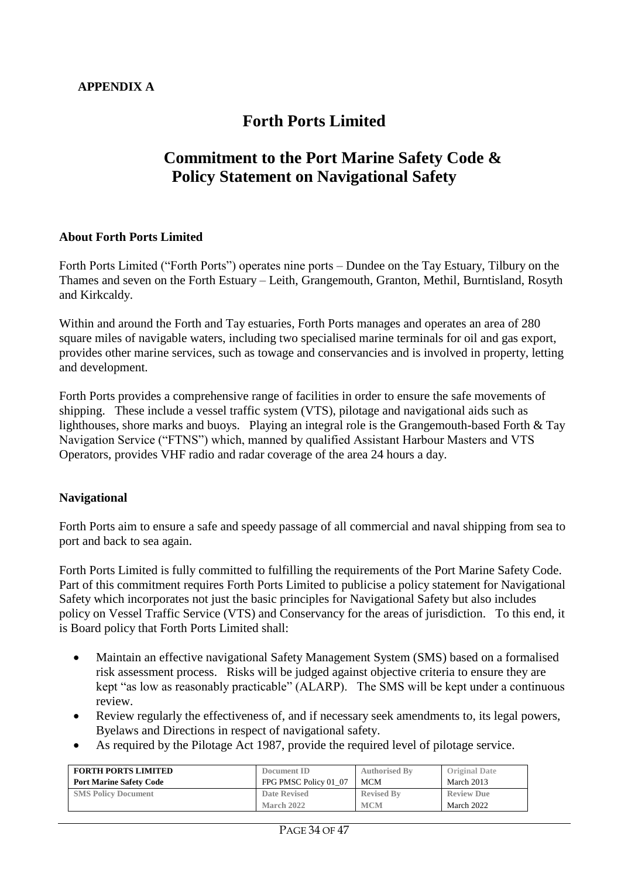**APPENDIX A**

# Forth Ports Limited

## Commitment to the Port Marine Safety Code & Policy Statement on Navigational Safety

**About Forth Ports Limited**

Forth Ports Limited ("Forth Ports") operates nine ports – Dundee on the Tay Estuary, Tilbury on the Thames and seven on the Forth Estuary – Leith, Grangemouth, Granton, Methil, Burntisland, Rosyth and Kirkcaldy.

Within and around the Forth and Tay estuaries, Forth Ports manages and operates an area of 280 square miles of navigable waters, including two specialised marine terminals for oil and gas export, provides other marine services, such as towage and conservancies and is involved in property, letting and development.

Forth Ports provides a comprehensive range of facilities in order to ensure the safe movements of shipping. These include a vessel traffic system (VTS), pilotage and navigational aids such as lighthouses, shore marks and buoys. Playing an integral role is the Grangemouth-based Forth & Tay Navigation Service ("FTNS") which, manned by qualified Assistant Harbour Masters and VTS Operators, provides VHF radio and radar coverage of the area 24 hours a day.

**Navigational**

Forth Ports aim to ensure a safe and speedy passage of all commercial and naval shipping from sea to port and back to sea again.

Forth Ports Limited is fully committed to fulfilling the requirements of the Port Marine Safety Code. Part of this commitment requires Forth Ports Limited to publicise a policy statement for Navigational Safety which incorporates not just the basic principles for Navigational Safety but also includes policy on Vessel Traffic Service (VTS) and Conservancy for the areas of jurisdiction. To this end, it is Board policy that Forth Ports Limited shall:

- Maintain an effective navigational Safety Management System (SMS) based on a formalised risk assessment process. Risks will be judged against objective criteria to ensure they are kept "as low as reasonably practicable" (ALARP). The SMS will be kept under a continuous review.
- Review regularly the effectiveness of, and if necessary seek amendments to, its legal powers, Byelaws and Directions in respect of navigational safety.
- As required by the Pilotage Act 1987, provide the required level of pilotage service.

| FORTH PORTS LIMITED Port Marine Safety Code | Document ID FPG PMSC Policy 01_07 | Authorised By MCM | Original Date March 2013 |
|---|---|---|---|
| SMS Policy Document | Date Revised March 2022 | Revised By MCM | Review Due March 2022 |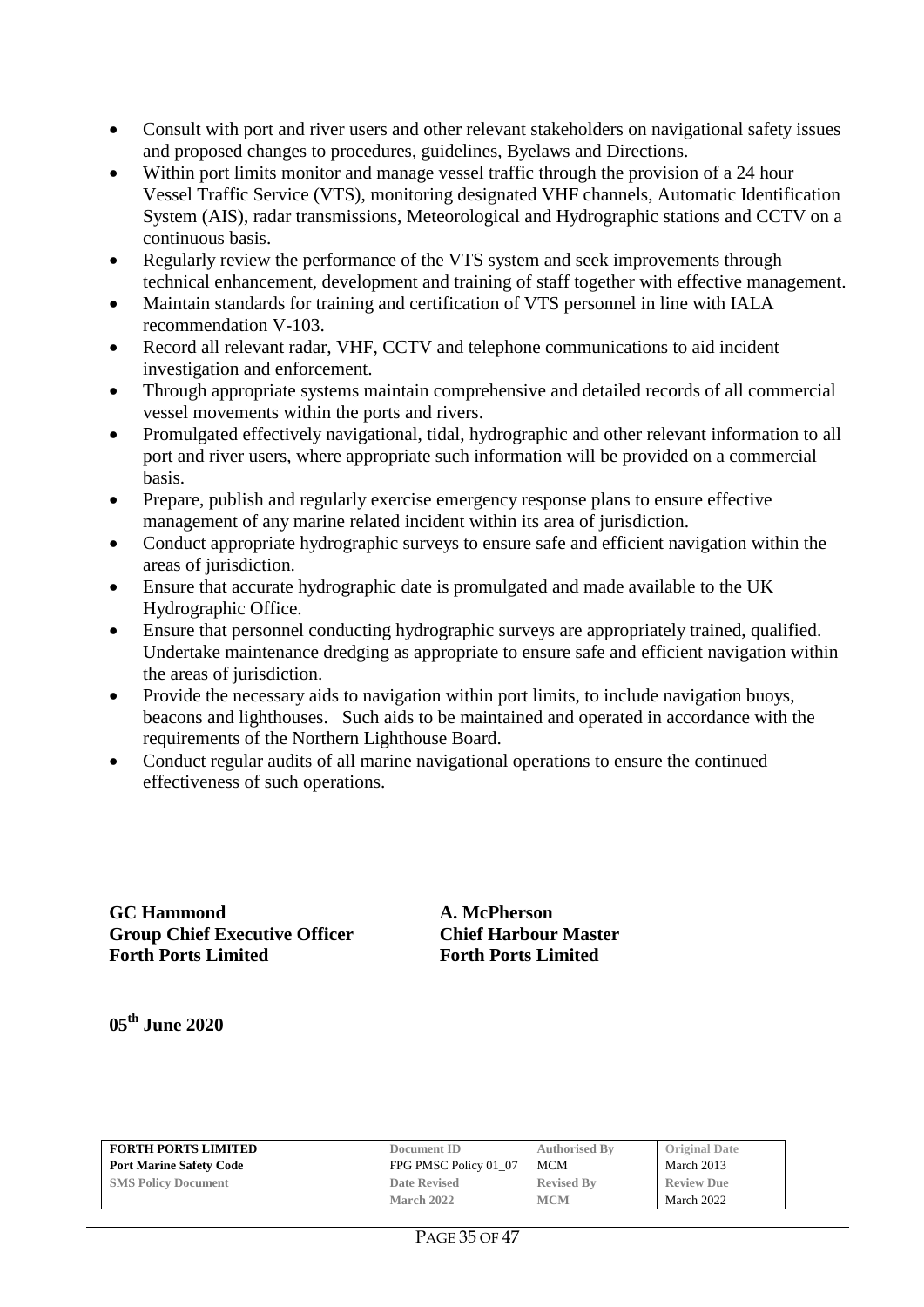- Consult with port and river users and other relevant stakeholders on navigational safety issues and proposed changes to procedures, guidelines, Byelaws and Directions.
- Within port limits monitor and manage vessel traffic through the provision of a 24 hour Vessel Traffic Service (VTS), monitoring designated VHF channels, Automatic Identification System (AIS), radar transmissions, Meteorological and Hydrographic stations and CCTV on a continuous basis.
- Regularly review the performance of the VTS system and seek improvements through technical enhancement, development and training of staff together with effective management.
- Maintain standards for training and certification of VTS personnel in line with IALA recommendation V-103.
- Record all relevant radar, VHF, CCTV and telephone communications to aid incident investigation and enforcement.
- Through appropriate systems maintain comprehensive and detailed records of all commercial vessel movements within the ports and rivers.
- Promulgated effectively navigational, tidal, hydrographic and other relevant information to all port and river users, where appropriate such information will be provided on a commercial basis.
- Prepare, publish and regularly exercise emergency response plans to ensure effective management of any marine related incident within its area of jurisdiction.
- Conduct appropriate hydrographic surveys to ensure safe and efficient navigation within the areas of jurisdiction.
- Ensure that accurate hydrographic date is promulgated and made available to the UK Hydrographic Office.
- Ensure that personnel conducting hydrographic surveys are appropriately trained, qualified. Undertake maintenance dredging as appropriate to ensure safe and efficient navigation within the areas of jurisdiction.
- Provide the necessary aids to navigation within port limits, to include navigation buoys, beacons and lighthouses. Such aids to be maintained and operated in accordance with the requirements of the Northern Lighthouse Board.
- Conduct regular audits of all marine navigational operations to ensure the continued effectiveness of such operations.

**GC Hammond**
**Group Chief Executive Officer**
**Forth Ports Limited**

**A. McPherson**
**Chief Harbour Master**
**Forth Ports Limited**

**05th June 2020**

| FORTH PORTS LIMITED | Document ID | Authorised By | Original Date |
|---|---|---|---|
| Port Marine Safety Code | FPG PMSC Policy 01_07 | MCM | March 2013 |
| SMS Policy Document | Date Revised | Revised By | Review Due |
| | March 2022 | MCM | March 2022 |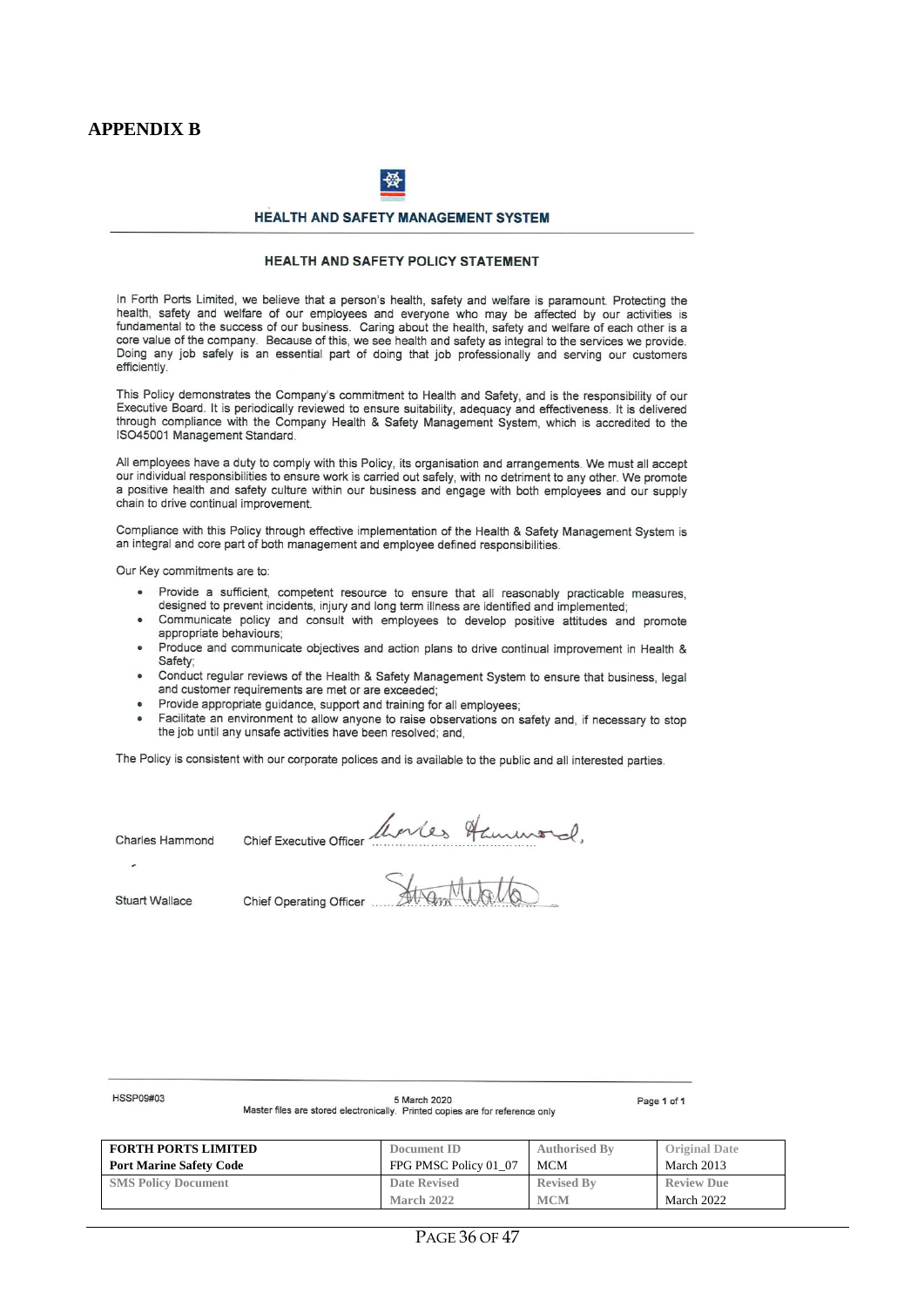# APPENDIX B

**HEALTH AND SAFETY MANAGEMENT SYSTEM**

**HEALTH AND SAFETY POLICY STATEMENT**

In Forth Ports Limited, we believe that a person's health, safety and welfare is paramount. Protecting the health, safety and welfare of our employees and everyone who may be affected by our activities is fundamental to the success of our business. Caring about the health, safety and welfare of each other is a core value of the company. Because of this, we see health and safety as integral to the services we provide. Doing any job safely is an essential part of doing that job professionally and serving our customers efficiently.

This Policy demonstrates the Company's commitment to Health and Safety, and is the responsibility of our Executive Board. It is periodically reviewed to ensure suitability, adequacy and effectiveness. It is delivered through compliance with the Company Health & Safety Management System, which is accredited to the ISO45001 Management Standard.

All employees have a duty to comply with this Policy, its organisation and arrangements. We must all accept our individual responsibilities to ensure work is carried out safely, with no detriment to any other. We promote a positive health and safety culture within our business and engage with both employees and our supply chain to drive continual improvement.

Compliance with this Policy through effective implementation of the Health & Safety Management System is an integral and core part of both management and employee defined responsibilities.

Our Key commitments are to:

- Provide a sufficient, competent resource to ensure that all reasonably practicable measures, designed to prevent incidents, injury and long term illness are identified and implemented;
- Communicate policy and consult with employees to develop positive attitudes and promote appropriate behaviours;
- Produce and communicate objectives and action plans to drive continual improvement in Health & Safety;
- Conduct regular reviews of the Health & Safety Management System to ensure that business, legal and customer requirements are met or are exceeded;
- Provide appropriate guidance, support and training for all employees;
- Facilitate an environment to allow anyone to raise observations on safety and, if necessary to stop the job until any unsafe activities have been resolved; and,

The Policy is consistent with our corporate polices and is available to the public and all interested parties.

Charles Hammond Chief Executive Officer ..........................

Stuart Wallace Chief Operating Officer ..........................

HSSP09#03 5 March 2020 Page 1 of 1

Master files are stored electronically. Printed copies are for reference only

| FORTH PORTS LIMITED<br>Port Marine Safety Code | Document ID<br>FPG PMSC Policy 01_07 | Authorised By<br>MCM | Original Date<br>March 2013 |
|---|---|---|---|
| SMS Policy Document | Date Revised<br>March 2022 | Revised By<br>MCM | Review Due<br>March 2022 |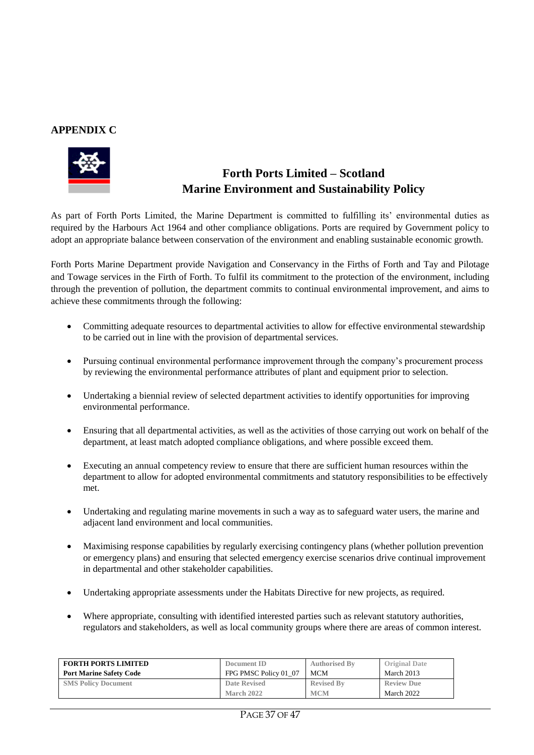## APPENDIX C

# Forth Ports Limited – Scotland
# Marine Environment and Sustainability Policy

As part of Forth Ports Limited, the Marine Department is committed to fulfilling its' environmental duties as required by the Harbours Act 1964 and other compliance obligations. Ports are required by Government policy to adopt an appropriate balance between conservation of the environment and enabling sustainable economic growth.

Forth Ports Marine Department provide Navigation and Conservancy in the Firths of Forth and Tay and Pilotage and Towage services in the Firth of Forth. To fulfil its commitment to the protection of the environment, including through the prevention of pollution, the department commits to continual environmental improvement, and aims to achieve these commitments through the following:

- Committing adequate resources to departmental activities to allow for effective environmental stewardship to be carried out in line with the provision of departmental services.
- Pursuing continual environmental performance improvement through the company's procurement process by reviewing the environmental performance attributes of plant and equipment prior to selection.
- Undertaking a biennial review of selected department activities to identify opportunities for improving environmental performance.
- Ensuring that all departmental activities, as well as the activities of those carrying out work on behalf of the department, at least match adopted compliance obligations, and where possible exceed them.
- Executing an annual competency review to ensure that there are sufficient human resources within the department to allow for adopted environmental commitments and statutory responsibilities to be effectively met.
- Undertaking and regulating marine movements in such a way as to safeguard water users, the marine and adjacent land environment and local communities.
- Maximising response capabilities by regularly exercising contingency plans (whether pollution prevention or emergency plans) and ensuring that selected emergency exercise scenarios drive continual improvement in departmental and other stakeholder capabilities.
- Undertaking appropriate assessments under the Habitats Directive for new projects, as required.
- Where appropriate, consulting with identified interested parties such as relevant statutory authorities, regulators and stakeholders, as well as local community groups where there are areas of common interest.

| FORTH PORTS LIMITED<br>Port Marine Safety Code | Document ID<br>FPG PMSC Policy 01_07 | Authorised By<br>MCM | Original Date<br>March 2013 |
|---|---|---|---|
| SMS Policy Document | Date Revised<br>March 2022 | Revised By<br>MCM | Review Due<br>March 2022 |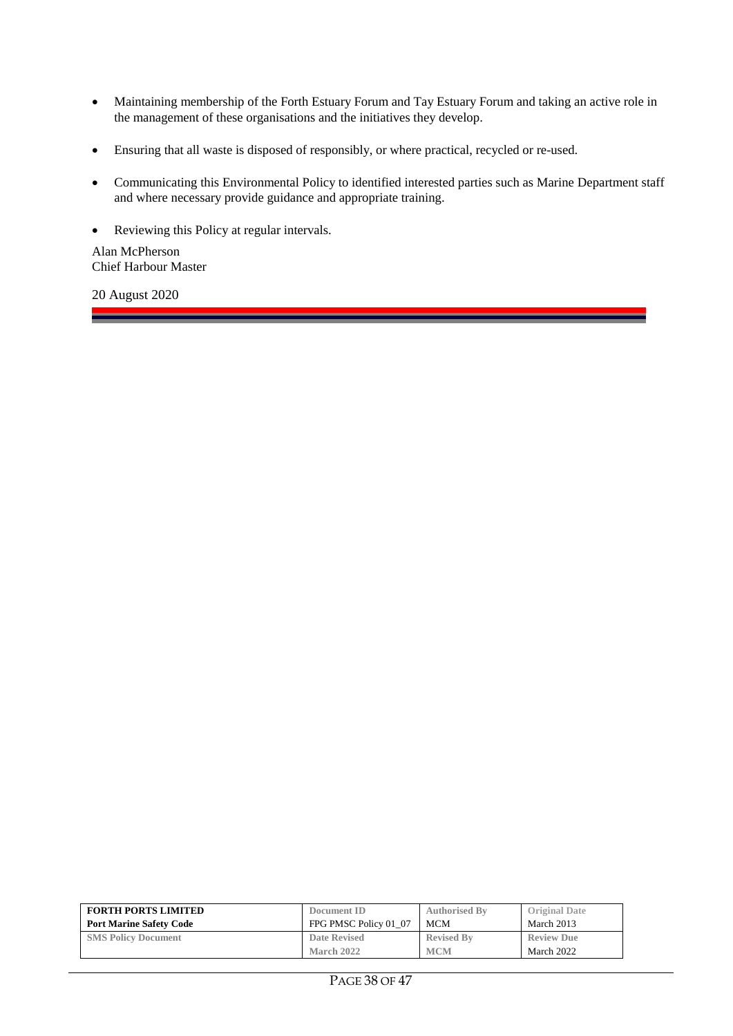- Maintaining membership of the Forth Estuary Forum and Tay Estuary Forum and taking an active role in the management of these organisations and the initiatives they develop.
- Ensuring that all waste is disposed of responsibly, or where practical, recycled or re-used.
- Communicating this Environmental Policy to identified interested parties such as Marine Department staff and where necessary provide guidance and appropriate training.
- Reviewing this Policy at regular intervals.

Alan McPherson
Chief Harbour Master

20 August 2020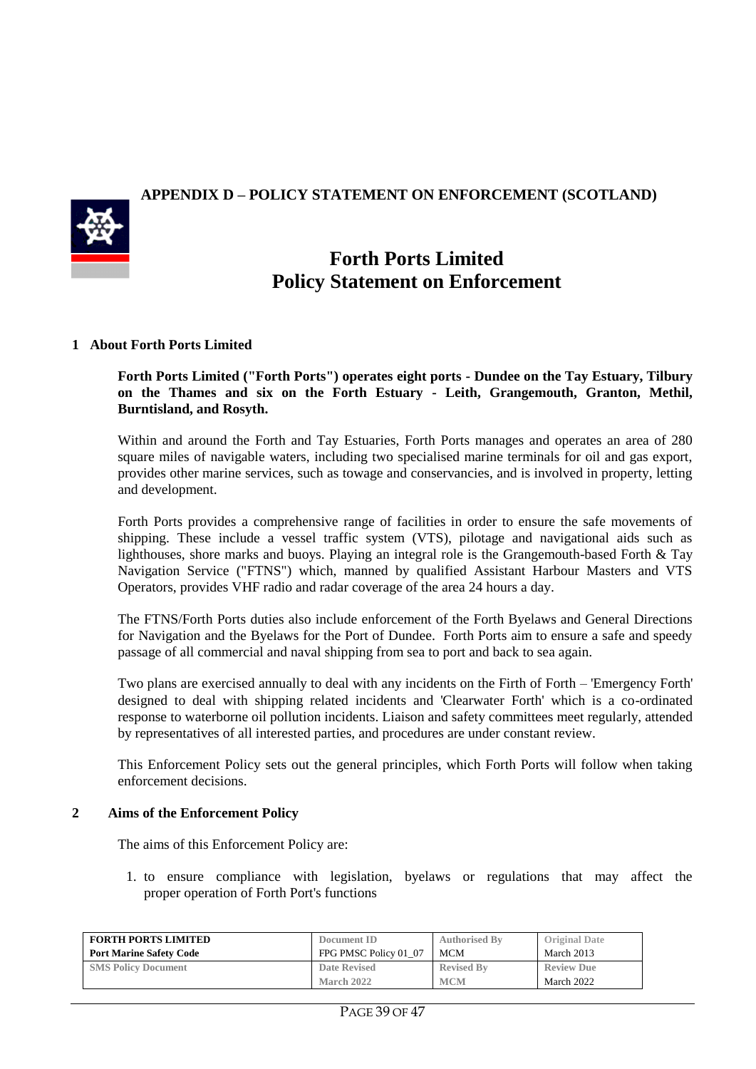## APPENDIX D – POLICY STATEMENT ON ENFORCEMENT (SCOTLAND)

# Forth Ports Limited
# Policy Statement on Enforcement

### 1 About Forth Ports Limited

**Forth Ports Limited ("Forth Ports") operates eight ports - Dundee on the Tay Estuary, Tilbury on the Thames and six on the Forth Estuary - Leith, Grangemouth, Granton, Methil, Burntisland, and Rosyth.**

Within and around the Forth and Tay Estuaries, Forth Ports manages and operates an area of 280 square miles of navigable waters, including two specialised marine terminals for oil and gas export, provides other marine services, such as towage and conservancies, and is involved in property, letting and development.

Forth Ports provides a comprehensive range of facilities in order to ensure the safe movements of shipping. These include a vessel traffic system (VTS), pilotage and navigational aids such as lighthouses, shore marks and buoys. Playing an integral role is the Grangemouth-based Forth & Tay Navigation Service ("FTNS") which, manned by qualified Assistant Harbour Masters and VTS Operators, provides VHF radio and radar coverage of the area 24 hours a day.

The FTNS/Forth Ports duties also include enforcement of the Forth Byelaws and General Directions for Navigation and the Byelaws for the Port of Dundee. Forth Ports aim to ensure a safe and speedy passage of all commercial and naval shipping from sea to port and back to sea again.

Two plans are exercised annually to deal with any incidents on the Firth of Forth – 'Emergency Forth' designed to deal with shipping related incidents and 'Clearwater Forth' which is a co-ordinated response to waterborne oil pollution incidents. Liaison and safety committees meet regularly, attended by representatives of all interested parties, and procedures are under constant review.

This Enforcement Policy sets out the general principles, which Forth Ports will follow when taking enforcement decisions.

### 2 Aims of the Enforcement Policy

The aims of this Enforcement Policy are:

1. to ensure compliance with legislation, byelaws or regulations that may affect the proper operation of Forth Port's functions

| FORTH PORTS LIMITED | Document ID | Authorised By | Original Date |
|---|---|---|---|
| **Port Marine Safety Code** | FPG PMSC Policy 01_07 | MCM | March 2013 |
| SMS Policy Document | Date Revised | Revised By | Review Due |
| | March 2022 | MCM | March 2022 |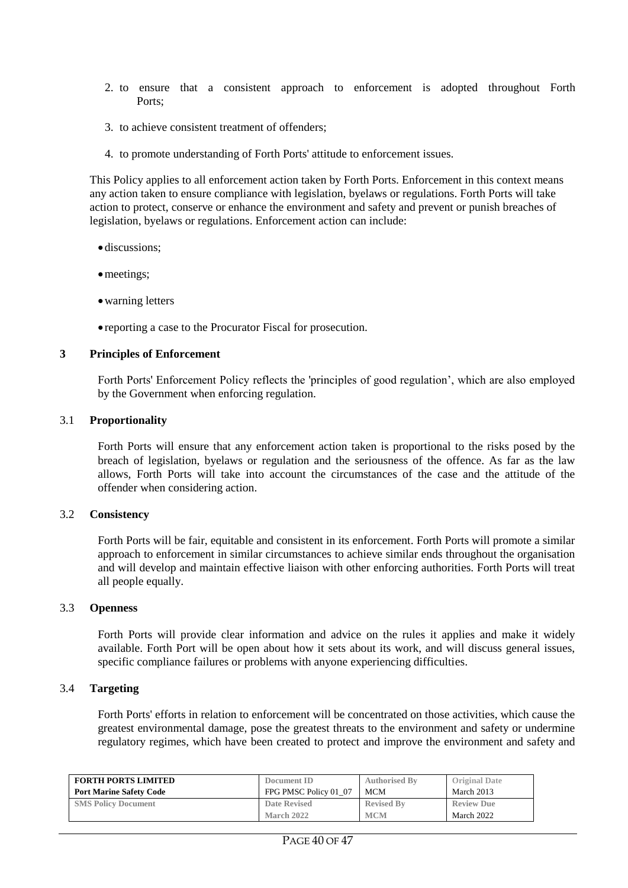2. to ensure that a consistent approach to enforcement is adopted throughout Forth Ports;
3. to achieve consistent treatment of offenders;
4. to promote understanding of Forth Ports' attitude to enforcement issues.

This Policy applies to all enforcement action taken by Forth Ports. Enforcement in this context means any action taken to ensure compliance with legislation, byelaws or regulations. Forth Ports will take action to protect, conserve or enhance the environment and safety and prevent or punish breaches of legislation, byelaws or regulations. Enforcement action can include:

- discussions;
- meetings;
- warning letters
- reporting a case to the Procurator Fiscal for prosecution.

## 3 Principles of Enforcement

Forth Ports' Enforcement Policy reflects the 'principles of good regulation', which are also employed by the Government when enforcing regulation.

### 3.1 Proportionality

Forth Ports will ensure that any enforcement action taken is proportional to the risks posed by the breach of legislation, byelaws or regulation and the seriousness of the offence. As far as the law allows, Forth Ports will take into account the circumstances of the case and the attitude of the offender when considering action.

### 3.2 Consistency

Forth Ports will be fair, equitable and consistent in its enforcement. Forth Ports will promote a similar approach to enforcement in similar circumstances to achieve similar ends throughout the organisation and will develop and maintain effective liaison with other enforcing authorities. Forth Ports will treat all people equally.

### 3.3 Openness

Forth Ports will provide clear information and advice on the rules it applies and make it widely available. Forth Port will be open about how it sets about its work, and will discuss general issues, specific compliance failures or problems with anyone experiencing difficulties.

### 3.4 Targeting

Forth Ports' efforts in relation to enforcement will be concentrated on those activities, which cause the greatest environmental damage, pose the greatest threats to the environment and safety or undermine regulatory regimes, which have been created to protect and improve the environment and safety and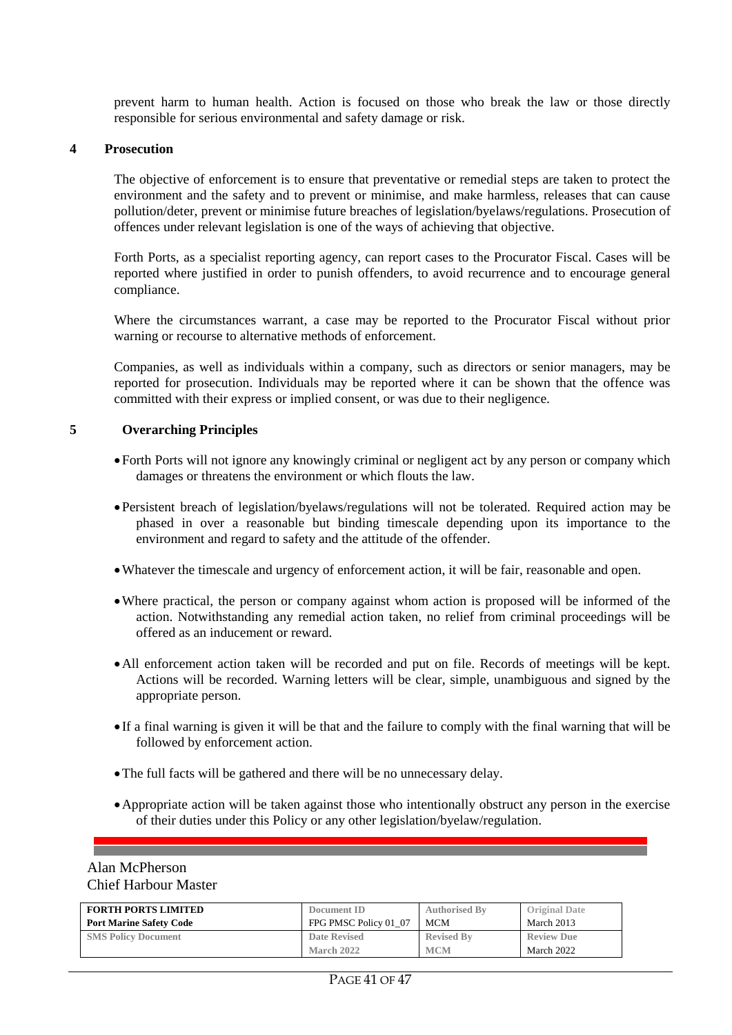prevent harm to human health. Action is focused on those who break the law or those directly responsible for serious environmental and safety damage or risk.

## 4 Prosecution

The objective of enforcement is to ensure that preventative or remedial steps are taken to protect the environment and the safety and to prevent or minimise, and make harmless, releases that can cause pollution/deter, prevent or minimise future breaches of legislation/byelaws/regulations. Prosecution of offences under relevant legislation is one of the ways of achieving that objective.

Forth Ports, as a specialist reporting agency, can report cases to the Procurator Fiscal. Cases will be reported where justified in order to punish offenders, to avoid recurrence and to encourage general compliance.

Where the circumstances warrant, a case may be reported to the Procurator Fiscal without prior warning or recourse to alternative methods of enforcement.

Companies, as well as individuals within a company, such as directors or senior managers, may be reported for prosecution. Individuals may be reported where it can be shown that the offence was committed with their express or implied consent, or was due to their negligence.

## 5 Overarching Principles

- Forth Ports will not ignore any knowingly criminal or negligent act by any person or company which damages or threatens the environment or which flouts the law.
- Persistent breach of legislation/byelaws/regulations will not be tolerated. Required action may be phased in over a reasonable but binding timescale depending upon its importance to the environment and regard to safety and the attitude of the offender.
- Whatever the timescale and urgency of enforcement action, it will be fair, reasonable and open.
- Where practical, the person or company against whom action is proposed will be informed of the action. Notwithstanding any remedial action taken, no relief from criminal proceedings will be offered as an inducement or reward.
- All enforcement action taken will be recorded and put on file. Records of meetings will be kept. Actions will be recorded. Warning letters will be clear, simple, unambiguous and signed by the appropriate person.
- If a final warning is given it will be that and the failure to comply with the final warning that will be followed by enforcement action.
- The full facts will be gathered and there will be no unnecessary delay.
- Appropriate action will be taken against those who intentionally obstruct any person in the exercise of their duties under this Policy or any other legislation/byelaw/regulation.

Alan McPherson
Chief Harbour Master

| FORTH PORTS LIMITED<br>Port Marine Safety Code | Document ID<br>FPG PMSC Policy 01_07 | Authorised By<br>MCM | Original Date<br>March 2013 |
|---|---|---|---|
| SMS Policy Document | Date Revised<br>March 2022 | Revised By<br>MCM | Review Due<br>March 2022 |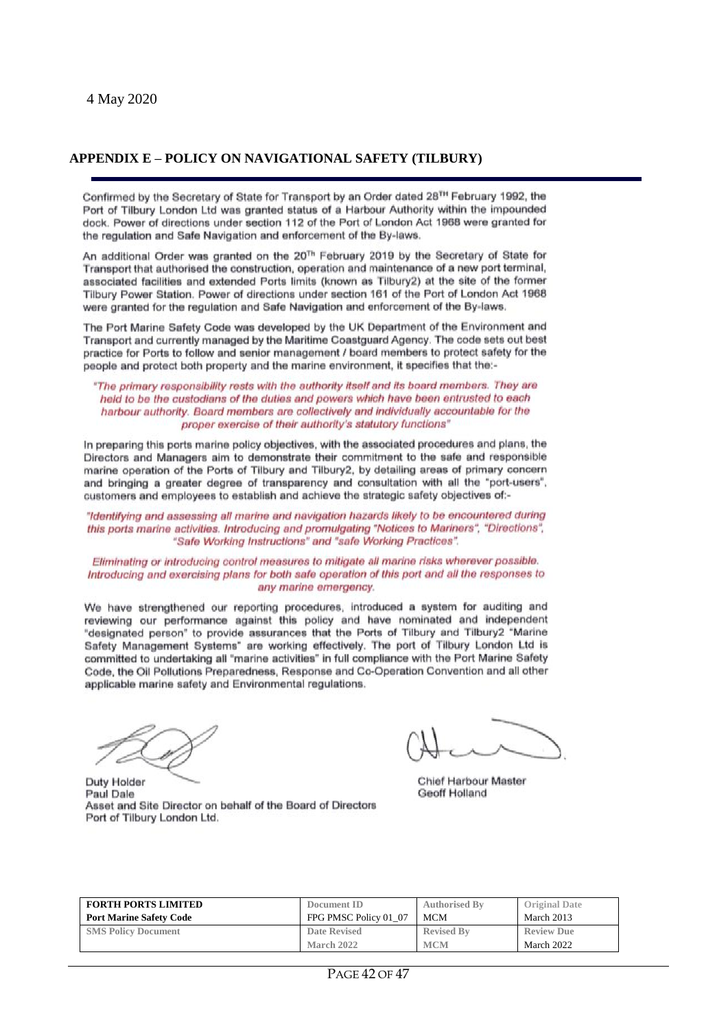4 May 2020

## APPENDIX E – POLICY ON NAVIGATIONAL SAFETY (TILBURY)

Confirmed by the Secretary of State for Transport by an Order dated 28TH February 1992, the Port of Tilbury London Ltd was granted status of a Harbour Authority within the impounded dock. Power of directions under section 112 of the Port of London Act 1968 were granted for the regulation and Safe Navigation and enforcement of the By-laws.

An additional Order was granted on the 20Th February 2019 by the Secretary of State for Transport that authorised the construction, operation and maintenance of a new port terminal, associated facilities and extended Ports limits (known as Tilbury2) at the site of the former Tilbury Power Station. Power of directions under section 161 of the Port of London Act 1968 were granted for the regulation and Safe Navigation and enforcement of the By-laws.

The Port Marine Safety Code was developed by the UK Department of the Environment and Transport and currently managed by the Maritime Coastguard Agency. The code sets out best practice for Ports to follow and senior management / board members to protect safety for the people and protect both property and the marine environment, it specifies that the:-

*"The primary responsibility rests with the authority itself and its board members. They are held to be the custodians of the duties and powers which have been entrusted to each harbour authority. Board members are collectively and individually accountable for the proper exercise of their authority's statutory functions"*

In preparing this ports marine policy objectives, with the associated procedures and plans, the Directors and Managers aim to demonstrate their commitment to the safe and responsible marine operation of the Ports of Tilbury and Tilbury2, by detailing areas of primary concern and bringing a greater degree of transparency and consultation with all the "port-users", customers and employees to establish and achieve the strategic safety objectives of:-

*"Identifying and assessing all marine and navigation hazards likely to be encountered during this ports marine activities. Introducing and promulgating "Notices to Mariners", "Directions", "Safe Working Instructions" and "safe Working Practices".*

*Eliminating or introducing control measures to mitigate all marine risks wherever possible. Introducing and exercising plans for both safe operation of this port and all the responses to any marine emergency.*

We have strengthened our reporting procedures, introduced a system for auditing and reviewing our performance against this policy and have nominated and independent "designated person" to provide assurances that the Ports of Tilbury and Tilbury2 "Marine Safety Management Systems" are working effectively. The port of Tilbury London Ltd is committed to undertaking all "marine activities" in full compliance with the Port Marine Safety Code, the Oil Pollutions Preparedness, Response and Co-Operation Convention and all other applicable marine safety and Environmental regulations.

Duty Holder
Paul Dale
Asset and Site Director on behalf of the Board of Directors
Port of Tilbury London Ltd.

Chief Harbour Master
Geoff Holland

| FORTH PORTS LIMITED<br>Port Marine Safety Code | Document ID<br>FPG PMSC Policy 01_07 | Authorised By<br>MCM | Original Date<br>March 2013 |
|---|---|---|---|
| SMS Policy Document | Date Revised<br>March 2022 | Revised By<br>MCM | Review Due<br>March 2022 |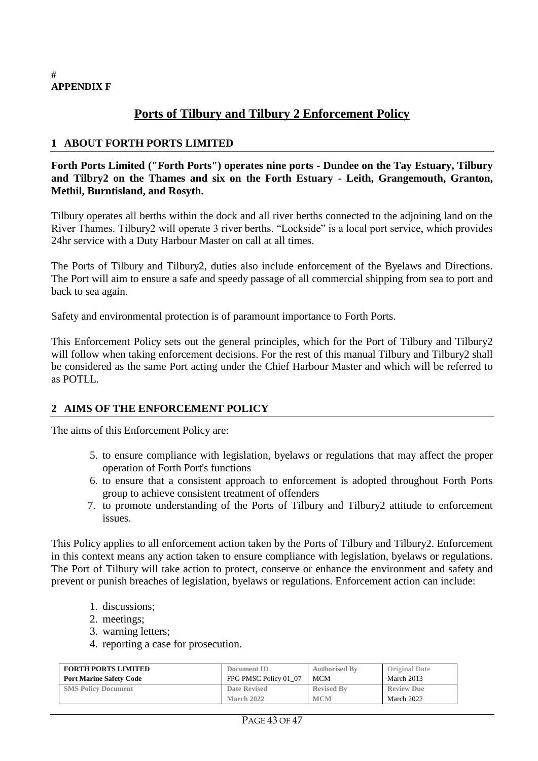#
**APPENDIX F**

# Ports of Tilbury and Tilbury 2 Enforcement Policy

## 1 ABOUT FORTH PORTS LIMITED

**Forth Ports Limited ("Forth Ports") operates nine ports - Dundee on the Tay Estuary, Tilbury and Tilbry2 on the Thames and six on the Forth Estuary - Leith, Grangemouth, Granton, Methil, Burntisland, and Rosyth.**

Tilbury operates all berths within the dock and all river berths connected to the adjoining land on the River Thames. Tilbury2 will operate 3 river berths. "Lockside" is a local port service, which provides 24hr service with a Duty Harbour Master on call at all times.

The Ports of Tilbury and Tilbury2, duties also include enforcement of the Byelaws and Directions. The Port will aim to ensure a safe and speedy passage of all commercial shipping from sea to port and back to sea again.

Safety and environmental protection is of paramount importance to Forth Ports.

This Enforcement Policy sets out the general principles, which for the Port of Tilbury and Tilbury2 will follow when taking enforcement decisions. For the rest of this manual Tilbury and Tilbury2 shall be considered as the same Port acting under the Chief Harbour Master and which will be referred to as POTLL.

## 2 AIMS OF THE ENFORCEMENT POLICY

The aims of this Enforcement Policy are:

5. to ensure compliance with legislation, byelaws or regulations that may affect the proper operation of Forth Port's functions
6. to ensure that a consistent approach to enforcement is adopted throughout Forth Ports group to achieve consistent treatment of offenders
7. to promote understanding of the Ports of Tilbury and Tilbury2 attitude to enforcement issues.

This Policy applies to all enforcement action taken by the Ports of Tilbury and Tilbury2. Enforcement in this context means any action taken to ensure compliance with legislation, byelaws or regulations. The Port of Tilbury will take action to protect, conserve or enhance the environment and safety and prevent or punish breaches of legislation, byelaws or regulations. Enforcement action can include:

1. discussions;
2. meetings;
3. warning letters;
4. reporting a case for prosecution.

| FORTH PORTS LIMITED | Document ID | Authorised By | Original Date |
|---|---|---|---|
| Port Marine Safety Code | FPG PMSC Policy 01_07 | MCM | March 2013 |
| SMS Policy Document | Date Revised | Revised By | Review Due |
| | March 2022 | MCM | March 2022 |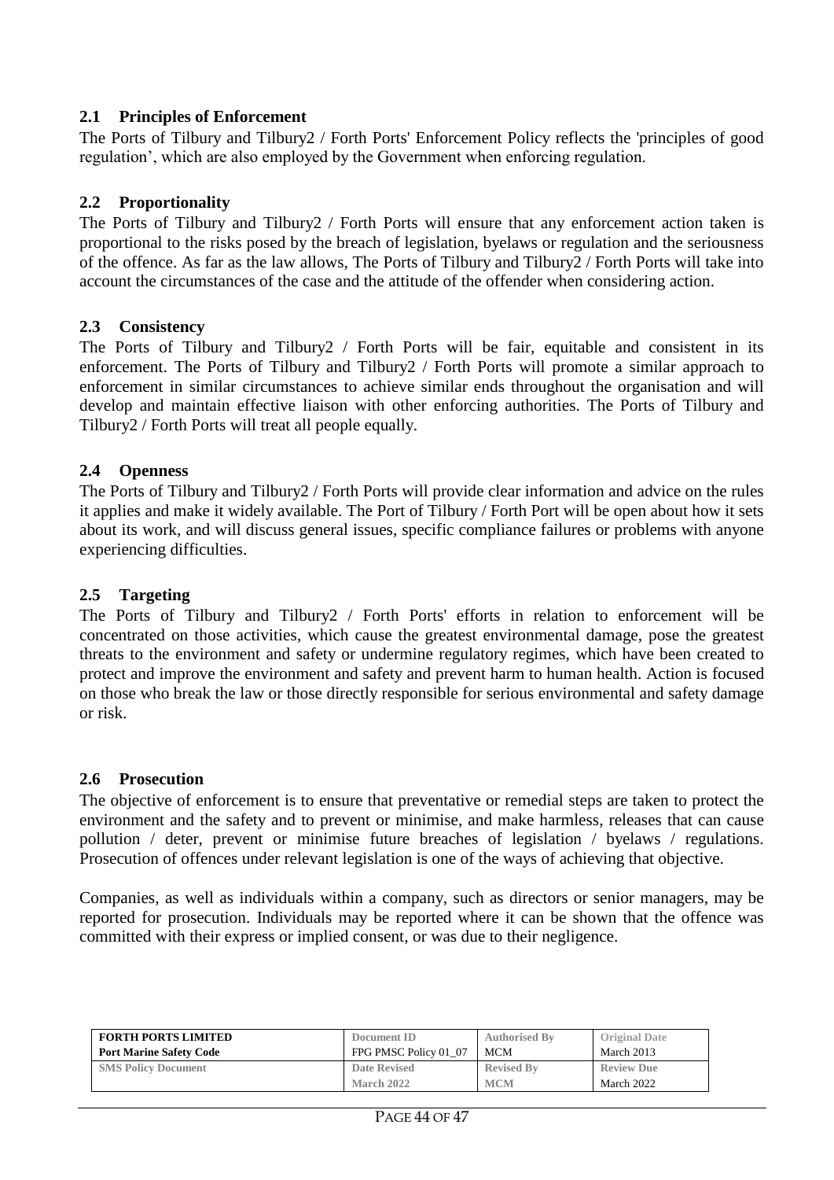### 2.1 Principles of Enforcement

The Ports of Tilbury and Tilbury2 / Forth Ports' Enforcement Policy reflects the 'principles of good regulation', which are also employed by the Government when enforcing regulation.

### 2.2 Proportionality

The Ports of Tilbury and Tilbury2 / Forth Ports will ensure that any enforcement action taken is proportional to the risks posed by the breach of legislation, byelaws or regulation and the seriousness of the offence. As far as the law allows, The Ports of Tilbury and Tilbury2 / Forth Ports will take into account the circumstances of the case and the attitude of the offender when considering action.

### 2.3 Consistency

The Ports of Tilbury and Tilbury2 / Forth Ports will be fair, equitable and consistent in its enforcement. The Ports of Tilbury and Tilbury2 / Forth Ports will promote a similar approach to enforcement in similar circumstances to achieve similar ends throughout the organisation and will develop and maintain effective liaison with other enforcing authorities. The Ports of Tilbury and Tilbury2 / Forth Ports will treat all people equally.

### 2.4 Openness

The Ports of Tilbury and Tilbury2 / Forth Ports will provide clear information and advice on the rules it applies and make it widely available. The Port of Tilbury / Forth Port will be open about how it sets about its work, and will discuss general issues, specific compliance failures or problems with anyone experiencing difficulties.

### 2.5 Targeting

The Ports of Tilbury and Tilbury2 / Forth Ports' efforts in relation to enforcement will be concentrated on those activities, which cause the greatest environmental damage, pose the greatest threats to the environment and safety or undermine regulatory regimes, which have been created to protect and improve the environment and safety and prevent harm to human health. Action is focused on those who break the law or those directly responsible for serious environmental and safety damage or risk.

### 2.6 Prosecution

The objective of enforcement is to ensure that preventative or remedial steps are taken to protect the environment and the safety and to prevent or minimise, and make harmless, releases that can cause pollution / deter, prevent or minimise future breaches of legislation / byelaws / regulations. Prosecution of offences under relevant legislation is one of the ways of achieving that objective.

Companies, as well as individuals within a company, such as directors or senior managers, may be reported for prosecution. Individuals may be reported where it can be shown that the offence was committed with their express or implied consent, or was due to their negligence.

| FORTH PORTS LIMITED<br>Port Marine Safety Code | Document ID<br>FPG PMSC Policy 01_07 | Authorised By<br>MCM | Original Date<br>March 2013 |
|---|---|---|---|
| SMS Policy Document | Date Revised<br>March 2022 | Revised By<br>MCM | Review Due<br>March 2022 |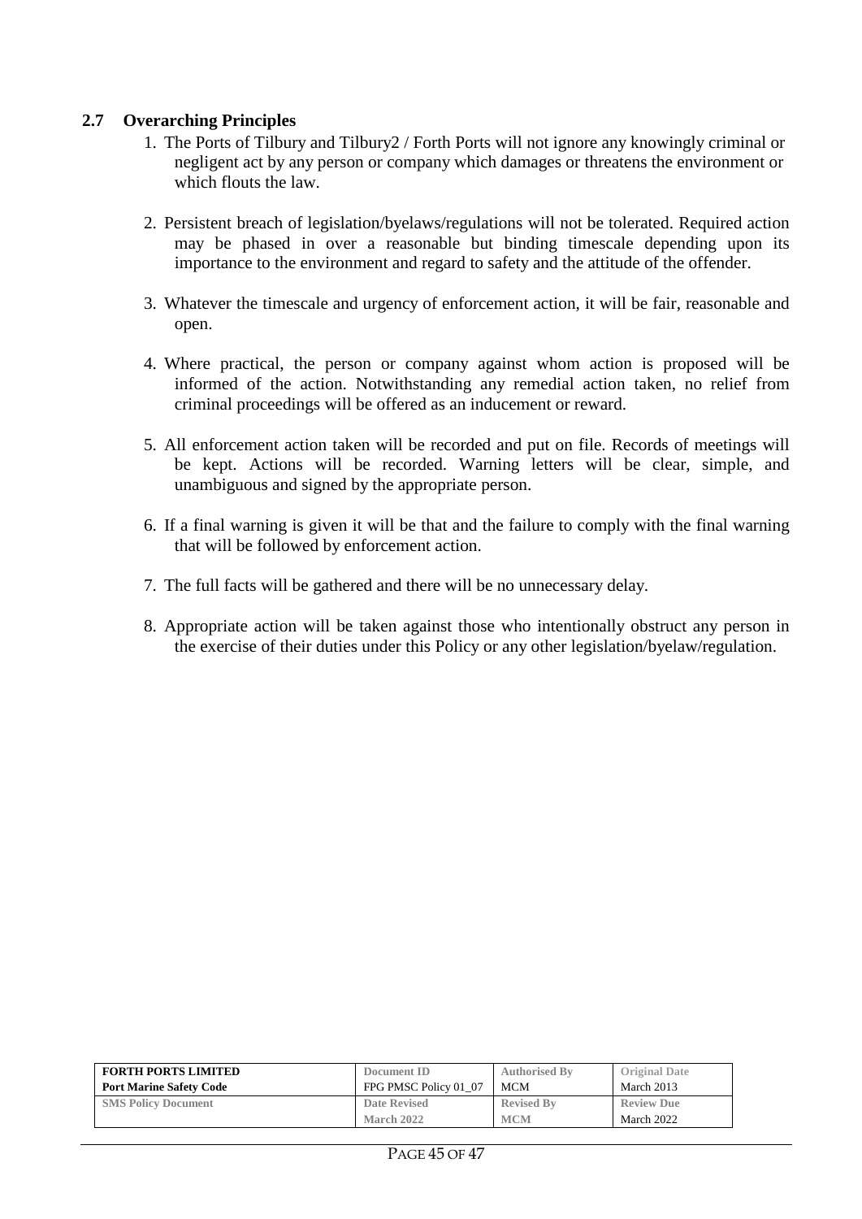## 2.7 Overarching Principles

1. The Ports of Tilbury and Tilbury2 / Forth Ports will not ignore any knowingly criminal or negligent act by any person or company which damages or threatens the environment or which flouts the law.

2. Persistent breach of legislation/byelaws/regulations will not be tolerated. Required action may be phased in over a reasonable but binding timescale depending upon its importance to the environment and regard to safety and the attitude of the offender.

3. Whatever the timescale and urgency of enforcement action, it will be fair, reasonable and open.

4. Where practical, the person or company against whom action is proposed will be informed of the action. Notwithstanding any remedial action taken, no relief from criminal proceedings will be offered as an inducement or reward.

5. All enforcement action taken will be recorded and put on file. Records of meetings will be kept. Actions will be recorded. Warning letters will be clear, simple, and unambiguous and signed by the appropriate person.

6. If a final warning is given it will be that and the failure to comply with the final warning that will be followed by enforcement action.

7. The full facts will be gathered and there will be no unnecessary delay.

8. Appropriate action will be taken against those who intentionally obstruct any person in the exercise of their duties under this Policy or any other legislation/byelaw/regulation.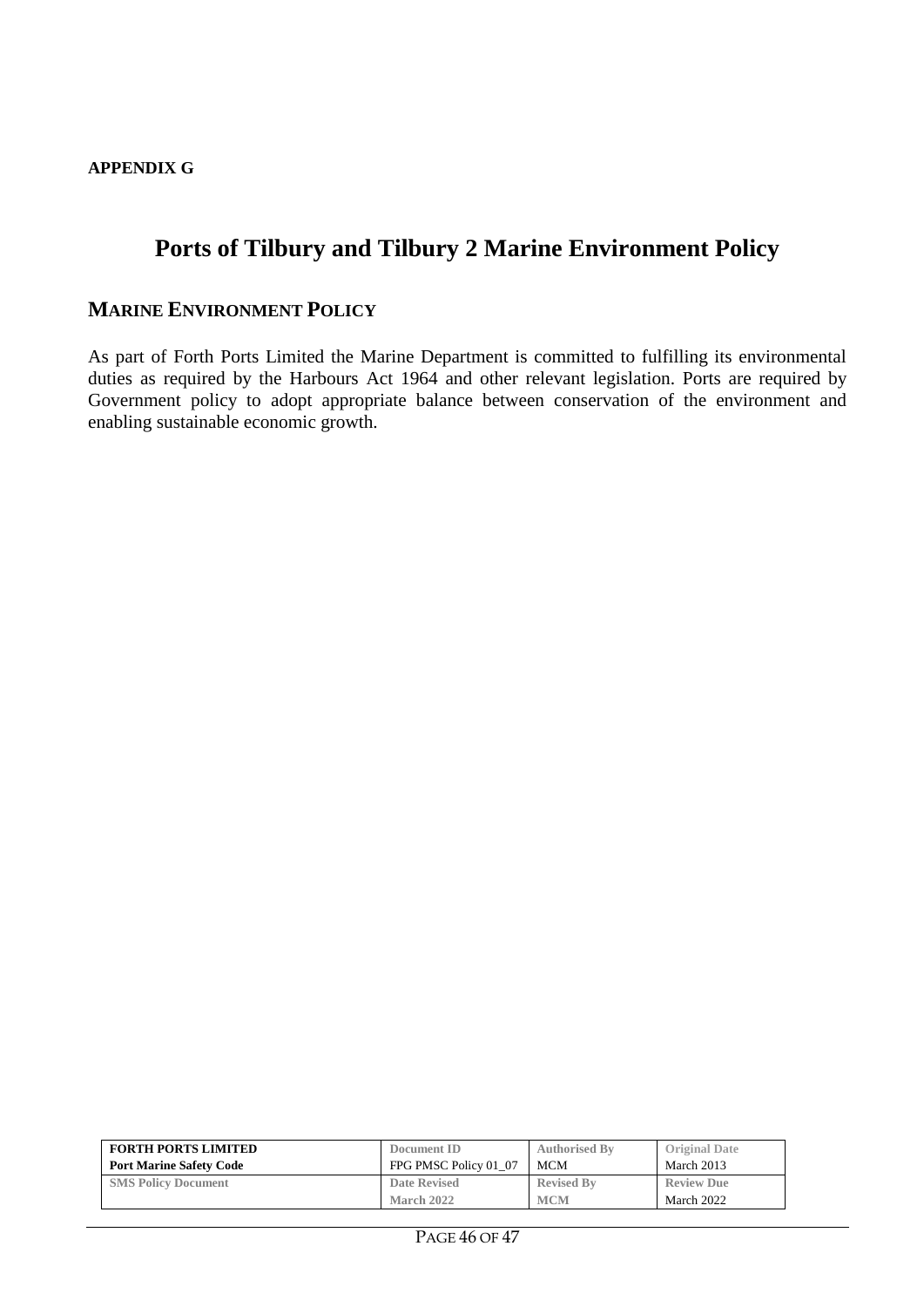**APPENDIX G**

# Ports of Tilbury and Tilbury 2 Marine Environment Policy

## MARINE ENVIRONMENT POLICY

As part of Forth Ports Limited the Marine Department is committed to fulfilling its environmental duties as required by the Harbours Act 1964 and other relevant legislation. Ports are required by Government policy to adopt appropriate balance between conservation of the environment and enabling sustainable economic growth.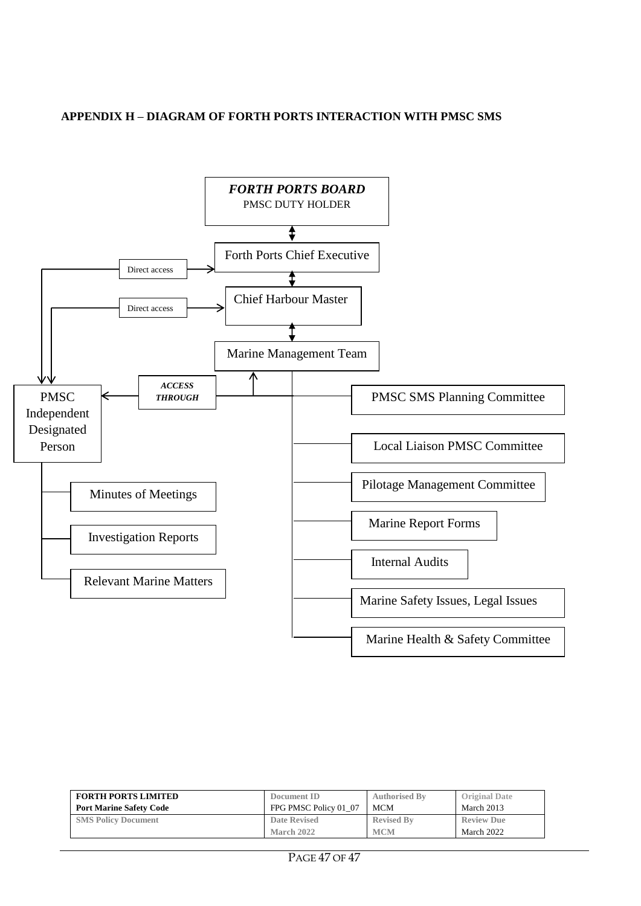**APPENDIX H – DIAGRAM OF FORTH PORTS INTERACTION WITH PMSC SMS**

***FORTH PORTS BOARD***
PMSC DUTY HOLDER

Forth Ports Chief Executive

Direct access

Chief Harbour Master

Direct access

Marine Management Team

***ACCESS THROUGH***

PMSC Independent Designated Person

PMSC SMS Planning Committee

Local Liaison PMSC Committee

Pilotage Management Committee

Marine Report Forms

Internal Audits

Marine Safety Issues, Legal Issues

Marine Health & Safety Committee

Minutes of Meetings

Investigation Reports

Relevant Marine Matters

| | | | |
|---|---|---|---|
| **FORTH PORTS LIMITED** **Port Marine Safety Code** | Document ID FPG PMSC Policy 01_07 | Authorised By MCM | Original Date March 2013 |
| SMS Policy Document | Date Revised March 2022 | Revised By MCM | Review Due March 2022 |